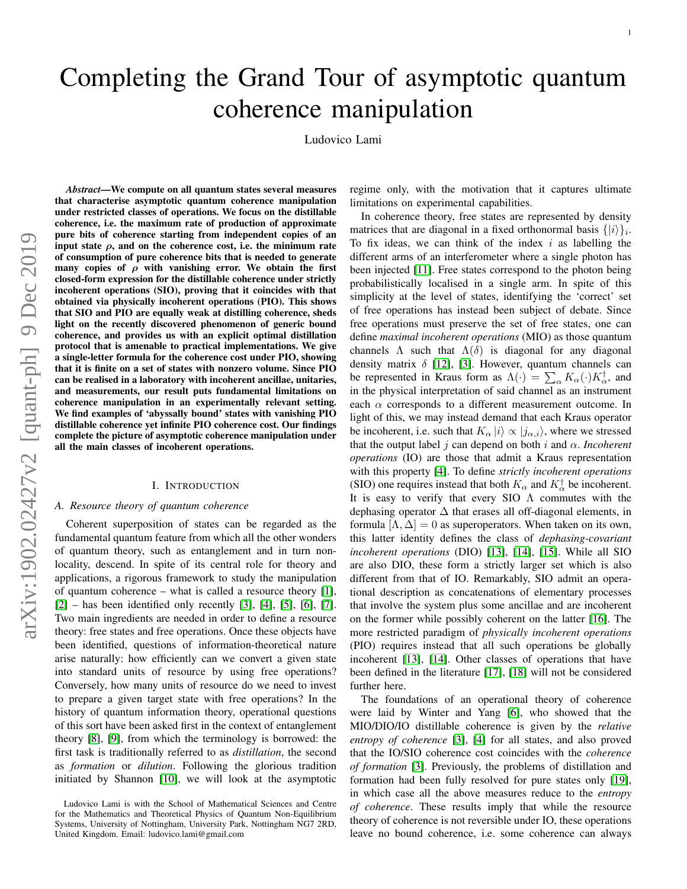# Completing the Grand Tour of asymptotic quantum coherence manipulation

Ludovico Lami

***Abstract*—We compute on all quantum states several measures that characterise asymptotic quantum coherence manipulation under restricted classes of operations. We focus on the distillable coherence, i.e. the maximum rate of production of approximate pure bits of coherence starting from independent copies of an input state $\rho$, and on the coherence cost, i.e. the minimum rate of consumption of pure coherence bits that is needed to generate many copies of $\rho$ with vanishing error. We obtain the first closed-form expression for the distillable coherence under strictly incoherent operations (SIO), proving that it coincides with that obtained via physically incoherent operations (PIO). This shows that SIO and PIO are equally weak at distilling coherence, sheds light on the recently discovered phenomenon of generic bound coherence, and provides us with an explicit optimal distillation protocol that is amenable to practical implementations. We give a single-letter formula for the coherence cost under PIO, showing that it is finite on a set of states with nonzero volume. Since PIO can be realised in a laboratory with incoherent ancillae, unitaries, and measurements, our result puts fundamental limitations on coherence manipulation in an experimentally relevant setting. We find examples of 'abyssally bound' states with vanishing PIO distillable coherence yet infinite PIO coherence cost. Our findings complete the picture of asymptotic coherence manipulation under all the main classes of incoherent operations.**

## I. Introduction

### A. Resource theory of quantum coherence

Coherent superposition of states can be regarded as the fundamental quantum feature from which all the other wonders of quantum theory, such as entanglement and in turn non-locality, descend. In spite of its central role for theory and applications, a rigorous framework to study the manipulation of quantum coherence – what is called a resource theory [1], [2] – has been identified only recently [3], [4], [5], [6], [7]. Two main ingredients are needed in order to define a resource theory: free states and free operations. Once these objects have been identified, questions of information-theoretical nature arise naturally: how efficiently can we convert a given state into standard units of resource by using free operations? Conversely, how many units of resource do we need to invest to prepare a given target state with free operations? In the history of quantum information theory, operational questions of this sort have been asked first in the context of entanglement theory [8], [9], from which the terminology is borrowed: the first task is traditionally referred to as *distillation*, the second as *formation* or *dilution*. Following the glorious tradition initiated by Shannon [10], we will look at the asymptotic regime only, with the motivation that it captures ultimate limitations on experimental capabilities.

In coherence theory, free states are represented by density matrices that are diagonal in a fixed orthonormal basis $\{|i\rangle\}_i$. To fix ideas, we can think of the index $i$ as labelling the different arms of an interferometer where a single photon has been injected [11]. Free states correspond to the photon being probabilistically localised in a single arm. In spite of this simplicity at the level of states, identifying the 'correct' set of free operations has instead been subject of debate. Since free operations must preserve the set of free states, one can define *maximal incoherent operations* (MIO) as those quantum channels $\Lambda$ such that $\Lambda(\delta)$ is diagonal for any diagonal density matrix $\delta$ [12], [3]. However, quantum channels can be represented in Kraus form as $\Lambda(\cdot) = \sum_\alpha K_\alpha (\cdot) K_\alpha^\dagger$, and in the physical interpretation of said channel as an instrument each $\alpha$ corresponds to a different measurement outcome. In light of this, we may instead demand that each Kraus operator be incoherent, i.e. such that $K_\alpha |i\rangle \propto |j_{\alpha,i}\rangle$, where we stressed that the output label $j$ can depend on both $i$ and $\alpha$. *Incoherent operations* (IO) are those that admit a Kraus representation with this property [4]. To define *strictly incoherent operations* (SIO) one requires instead that both $K_\alpha$ and $K_\alpha^\dagger$ be incoherent. It is easy to verify that every SIO $\Lambda$ commutes with the dephasing operator $\Delta$ that erases all off-diagonal elements, in formula $[\Lambda, \Delta] = 0$ as superoperators. When taken on its own, this latter identity defines the class of *dephasing-covariant incoherent operations* (DIO) [13], [14], [15]. While all SIO are also DIO, these form a strictly larger set which is also different from that of IO. Remarkably, SIO admit an operational description as concatenations of elementary processes that involve the system plus some ancillae and are incoherent on the former while possibly coherent on the latter [16]. The more restricted paradigm of *physically incoherent operations* (PIO) requires instead that all such operations be globally incoherent [13], [14]. Other classes of operations that have been defined in the literature [17], [18] will not be considered further here.

The foundations of an operational theory of coherence were laid by Winter and Yang [6], who showed that the MIO/DIO/IO distillable coherence is given by the *relative entropy of coherence* [3], [4] for all states, and also proved that the IO/SIO coherence cost coincides with the *coherence of formation* [3]. Previously, the problems of distillation and formation had been fully resolved for pure states only [19], in which case all the above measures reduce to the *entropy of coherence*. These results imply that while the resource theory of coherence is not reversible under IO, these operations leave no bound coherence, i.e. some coherence can always

Ludovico Lami is with the School of Mathematical Sciences and Centre for the Mathematics and Theoretical Physics of Quantum Non-Equilibrium Systems, University of Nottingham, University Park, Nottingham NG7 2RD, United Kingdom. Email: ludovico.lami@gmail.com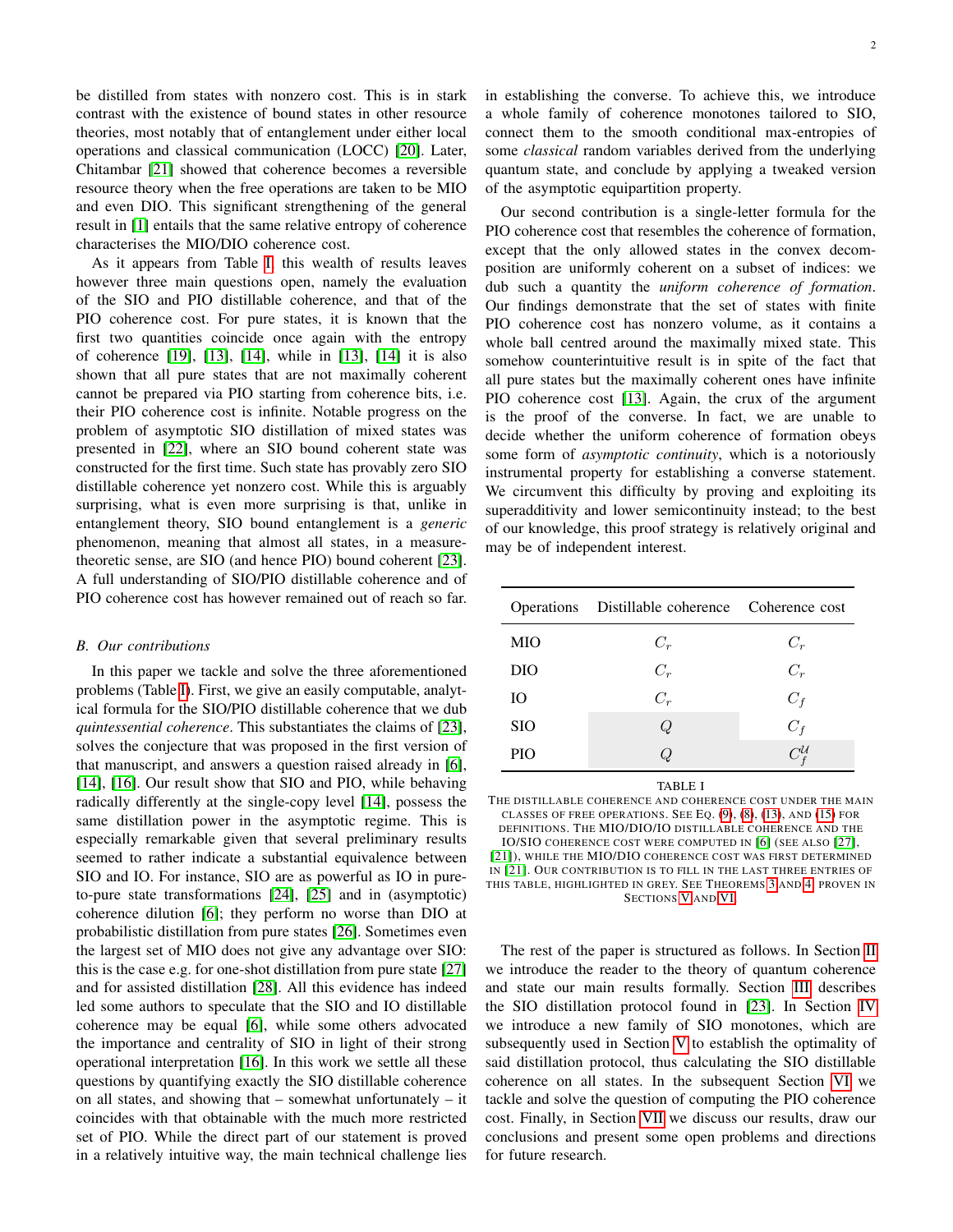be distilled from states with nonzero cost. This is in stark contrast with the existence of bound states in other resource theories, most notably that of entanglement under either local operations and classical communication (LOCC) [20]. Later, Chitambar [21] showed that coherence becomes a reversible resource theory when the free operations are taken to be MIO and even DIO. This significant strengthening of the general result in [1] entails that the same relative entropy of coherence characterises the MIO/DIO coherence cost.

As it appears from Table I, this wealth of results leaves however three main questions open, namely the evaluation of the SIO and PIO distillable coherence, and that of the PIO coherence cost. For pure states, it is known that the first two quantities coincide once again with the entropy of coherence [19], [13], [14], while in [13], [14] it is also shown that all pure states that are not maximally coherent cannot be prepared via PIO starting from coherence bits, i.e. their PIO coherence cost is infinite. Notable progress on the problem of asymptotic SIO distillation of mixed states was presented in [22], where an SIO bound coherent state was constructed for the first time. Such state has provably zero SIO distillable coherence yet nonzero cost. While this is arguably surprising, what is even more surprising is that, unlike in entanglement theory, SIO bound entanglement is a *generic* phenomenon, meaning that almost all states, in a measure-theoretic sense, are SIO (and hence PIO) bound coherent [23]. A full understanding of SIO/PIO distillable coherence and of PIO coherence cost has however remained out of reach so far.

### B. Our contributions

In this paper we tackle and solve the three aforementioned problems (Table I). First, we give an easily computable, analytical formula for the SIO/PIO distillable coherence that we dub *quintessential coherence*. This substantiates the claims of [23], solves the conjecture that was proposed in the first version of that manuscript, and answers a question raised already in [6], [14], [16]. Our result show that SIO and PIO, while behaving radically differently at the single-copy level [14], possess the same distillation power in the asymptotic regime. This is especially remarkable given that several preliminary results seemed to rather indicate a substantial equivalence between SIO and IO. For instance, SIO are as powerful as IO in pure-to-pure state transformations [24], [25] and in (asymptotic) coherence dilution [6]; they perform no worse than DIO at probabilistic distillation from pure states [26]. Sometimes even the largest set of MIO does not give any advantage over SIO: this is the case e.g. for one-shot distillation from pure state [27] and for assisted distillation [28]. All this evidence has indeed led some authors to speculate that the SIO and IO distillable coherence may be equal [6], while some others advocated the importance and centrality of SIO in light of their strong operational interpretation [16]. In this work we settle all these questions by quantifying exactly the SIO distillable coherence on all states, and showing that – somewhat unfortunately – it coincides with that obtainable with the much more restricted set of PIO. While the direct part of our statement is proved in a relatively intuitive way, the main technical challenge lies in establishing the converse. To achieve this, we introduce a whole family of coherence monotones tailored to SIO, connect them to the smooth conditional max-entropies of some *classical* random variables derived from the underlying quantum state, and conclude by applying a tweaked version of the asymptotic equipartition property.

Our second contribution is a single-letter formula for the PIO coherence cost that resembles the coherence of formation, except that the only allowed states in the convex decomposition are uniformly coherent on a subset of indices: we dub such a quantity the *uniform coherence of formation*. Our findings demonstrate that the set of states with finite PIO coherence cost has nonzero volume, as it contains a whole ball centred around the maximally mixed state. This somehow counterintuitive result is in spite of the fact that all pure states but the maximally coherent ones have infinite PIO coherence cost [13]. Again, the crux of the argument is the proof of the converse. In fact, we are unable to decide whether the uniform coherence of formation obeys some form of *asymptotic continuity*, which is a notoriously instrumental property for establishing a converse statement. We circumvent this difficulty by proving and exploiting its superadditivity and lower semicontinuity instead; to the best of our knowledge, this proof strategy is relatively original and may be of independent interest.

| Operations | Distillable coherence | Coherence cost |
|---|---|---|
| MIO | $C_r$ | $C_r$ |
| DIO | $C_r$ | $C_r$ |
| IO | $C_r$ | $C_f$ |
| SIO | $Q$ | $C_f$ |
| PIO | $Q$ | $C_f^{\mathcal{U}}$ |

TABLE I
THE DISTILLABLE COHERENCE AND COHERENCE COST UNDER THE MAIN CLASSES OF FREE OPERATIONS. SEE EQ. (9), (8), (13), AND (15) FOR DEFINITIONS. THE MIO/DIO/IO DISTILLABLE COHERENCE AND THE IO/SIO COHERENCE COST WERE COMPUTED IN [6] (SEE ALSO [27], [21]), WHILE THE MIO/DIO COHERENCE COST WAS FIRST DETERMINED IN [21]. OUR CONTRIBUTION IS TO FILL IN THE LAST THREE ENTRIES OF THIS TABLE, HIGHLIGHTED IN GREY. SEE THEOREMS 3 AND 4, PROVEN IN SECTIONS V AND VI.

The rest of the paper is structured as follows. In Section II we introduce the reader to the theory of quantum coherence and state our main results formally. Section III describes the SIO distillation protocol found in [23]. In Section IV we introduce a new family of SIO monotones, which are subsequently used in Section V to establish the optimality of said distillation protocol, thus calculating the SIO distillable coherence on all states. In the subsequent Section VI we tackle and solve the question of computing the PIO coherence cost. Finally, in Section VII we discuss our results, draw our conclusions and present some open problems and directions for future research.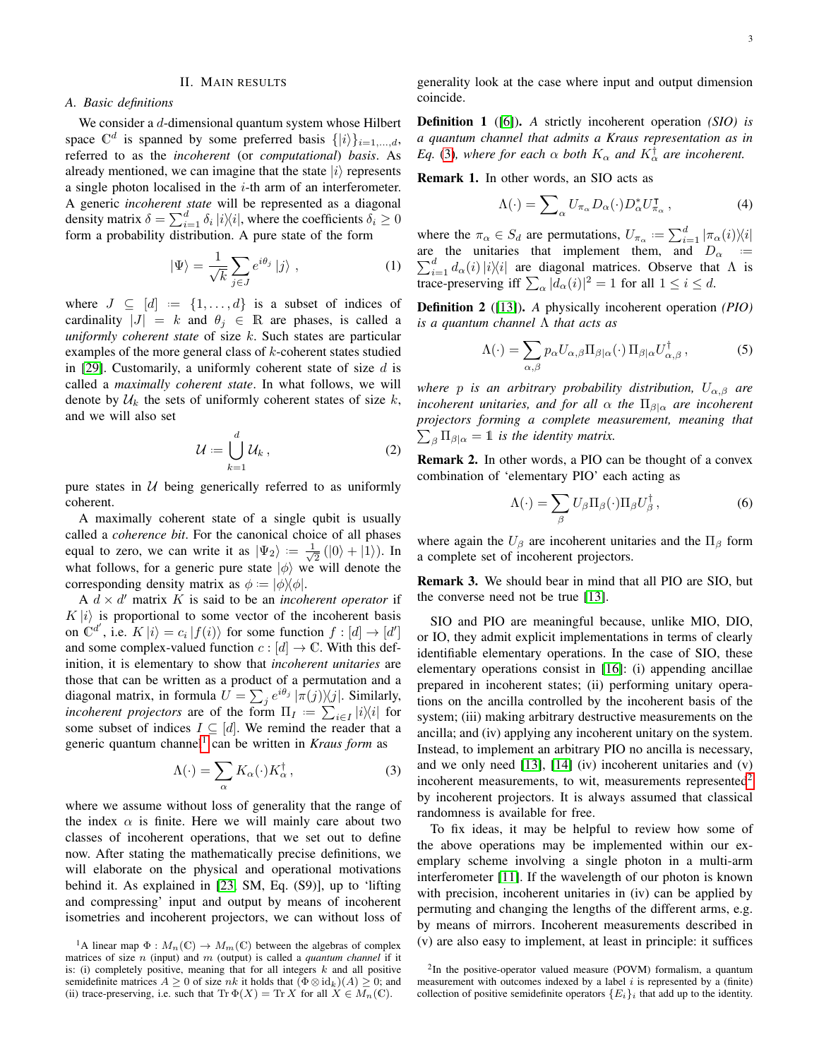## II. MAIN RESULTS

### A. Basic definitions

We consider a $d$-dimensional quantum system whose Hilbert space $\mathbb{C}^d$ is spanned by some preferred basis $\{|i\rangle\}_{i=1,\dots,d}$, referred to as the *incoherent* (or *computational*) *basis*. As already mentioned, we can imagine that the state $|i\rangle$ represents a single photon localised in the $i$-th arm of an interferometer. A generic *incoherent state* will be represented as a diagonal density matrix $\delta = \sum_{i=1}^d \delta_i |i\rangle\!\langle i|$, where the coefficients $\delta_i \geq 0$ form a probability distribution. A pure state of the form

$$|\Psi\rangle = \frac{1}{\sqrt{k}} \sum_{j\in J} e^{i\theta_j} |j\rangle \,, \tag{1}$$

where $J \subseteq [d] := \{1,\dots,d\}$ is a subset of indices of cardinality $|J| = k$ and $\theta_j \in \mathbb{R}$ are phases, is called a *uniformly coherent state* of size $k$. Such states are particular examples of the more general class of $k$-coherent states studied in [29]. Customarily, a uniformly coherent state of size $d$ is called a *maximally coherent state*. In what follows, we will denote by $\mathcal{U}_k$ the sets of uniformly coherent states of size $k$, and we will also set

$$\mathcal{U} := \bigcup_{k=1}^d \mathcal{U}_k \,, \tag{2}$$

pure states in $\mathcal{U}$ being generically referred to as uniformly coherent.

A maximally coherent state of a single qubit is usually called a *coherence bit*. For the canonical choice of all phases equal to zero, we can write it as $|\Psi_2\rangle := \frac{1}{\sqrt{2}}(|0\rangle + |1\rangle)$. In what follows, for a generic pure state $|\phi\rangle$ we will denote the corresponding density matrix as $\phi := |\phi\rangle\!\langle\phi|$.

A $d\times d'$ matrix $K$ is said to be an *incoherent operator* if $K|i\rangle$ is proportional to some vector of the incoherent basis on $\mathbb{C}^{d'}$, i.e. $K|i\rangle = c_i |f(i)\rangle$ for some function $f:[d]\to[d']$ and some complex-valued function $c:[d]\to\mathbb{C}$. With this definition, it is elementary to show that *incoherent unitaries* are those that can be written as a product of a permutation and a diagonal matrix, in formula $U = \sum_j e^{i\theta_j} |\pi(j)\rangle\!\langle j|$. Similarly, *incoherent projectors* are of the form $\Pi_I := \sum_{i\in I} |i\rangle\!\langle i|$ for some subset of indices $I \subseteq [d]$. We remind the reader that a generic quantum channel[1] can be written in *Kraus form* as

$$\Lambda(\cdot) = \sum_\alpha K_\alpha (\cdot) K_\alpha^\dagger \,, \tag{3}$$

where we assume without loss of generality that the range of the index $\alpha$ is finite. Here we will mainly care about two classes of incoherent operations, that we set out to define now. After stating the mathematically precise definitions, we will elaborate on the physical and operational motivations behind it. As explained in [23, SM, Eq. (S9)], up to 'lifting and compressing' input and output by means of incoherent isometries and incoherent projectors, we can without loss of generality look at the case where input and output dimension coincide.

**Definition 1** ([6]). *A strictly incoherent operation (SIO) is a quantum channel that admits a Kraus representation as in Eq. (3), where for each $\alpha$ both $K_\alpha$ and $K_\alpha^\dagger$ are incoherent.*

**Remark 1.** In other words, an SIO acts as

$$\Lambda(\cdot) = \sum\nolimits_\alpha U_{\pi_\alpha} D_\alpha (\cdot) D_\alpha^* U_{\pi_\alpha}^\intercal \,, \tag{4}$$

where the $\pi_\alpha \in S_d$ are permutations, $U_{\pi_\alpha} := \sum_{i=1}^d |\pi_\alpha(i)\rangle\!\langle i|$ are the unitaries that implement them, and $D_\alpha := \sum_{i=1}^d d_\alpha(i) |i\rangle\!\langle i|$ are diagonal matrices. Observe that $\Lambda$ is trace-preserving iff $\sum_\alpha |d_\alpha(i)|^2 = 1$ for all $1\leq i\leq d$.

**Definition 2** ([13]). *A physically incoherent operation (PIO) is a quantum channel $\Lambda$ that acts as*

$$\Lambda(\cdot) = \sum_{\alpha,\beta} p_\alpha U_{\alpha,\beta} \Pi_{\beta|\alpha} (\cdot)\, \Pi_{\beta|\alpha} U_{\alpha,\beta}^\dagger \,, \tag{5}$$

*where $p$ is an arbitrary probability distribution, $U_{\alpha,\beta}$ are incoherent unitaries, and for all $\alpha$ the $\Pi_{\beta|\alpha}$ are incoherent projectors forming a complete measurement, meaning that $\sum_\beta \Pi_{\beta|\alpha} = \mathbb{1}$ is the identity matrix.*

**Remark 2.** In other words, a PIO can be thought of a convex combination of 'elementary PIO' each acting as

$$\Lambda(\cdot) = \sum_\beta U_\beta \Pi_\beta (\cdot) \Pi_\beta U_\beta^\dagger \,, \tag{6}$$

where again the $U_\beta$ are incoherent unitaries and the $\Pi_\beta$ form a complete set of incoherent projectors.

**Remark 3.** We should bear in mind that all PIO are SIO, but the converse need not be true [13].

SIO and PIO are meaningful because, unlike MIO, DIO, or IO, they admit explicit implementations in terms of clearly identifiable elementary operations. In the case of SIO, these elementary operations consist in [16]: (i) appending ancillae prepared in incoherent states; (ii) performing unitary operations on the ancilla controlled by the incoherent basis of the system; (iii) making arbitrary destructive measurements on the ancilla; and (iv) applying any incoherent unitary on the system. Instead, to implement an arbitrary PIO no ancilla is necessary, and we only need [13], [14] (iv) incoherent unitaries and (v) incoherent measurements, to wit, measurements represented[2] by incoherent projectors. It is always assumed that classical randomness is available for free.

To fix ideas, it may be helpful to review how some of the above operations may be implemented within our exemplary scheme involving a single photon in a multi-arm interferometer [11]. If the wavelength of our photon is known with precision, incoherent unitaries in (iv) can be applied by permuting and changing the lengths of the different arms, e.g. by means of mirrors. Incoherent measurements described in (v) are also easy to implement, at least in principle: it suffices

[1] A linear map $\Phi: M_n(\mathbb{C}) \to M_m(\mathbb{C})$ between the algebras of complex matrices of size $n$ (input) and $m$ (output) is called a *quantum channel* if it is: (i) completely positive, meaning that for all integers $k$ and all positive semidefinite matrices $A \geq 0$ of size $nk$ it holds that $(\Phi\otimes \mathrm{id}_k)(A) \geq 0$; and (ii) trace-preserving, i.e. such that $\operatorname{Tr}\Phi(X) = \operatorname{Tr} X$ for all $X \in M_n(\mathbb{C})$.

[2] In the positive-operator valued measure (POVM) formalism, a quantum measurement with outcomes indexed by a label $i$ is represented by a (finite) collection of positive semidefinite operators $\{E_i\}_i$ that add up to the identity.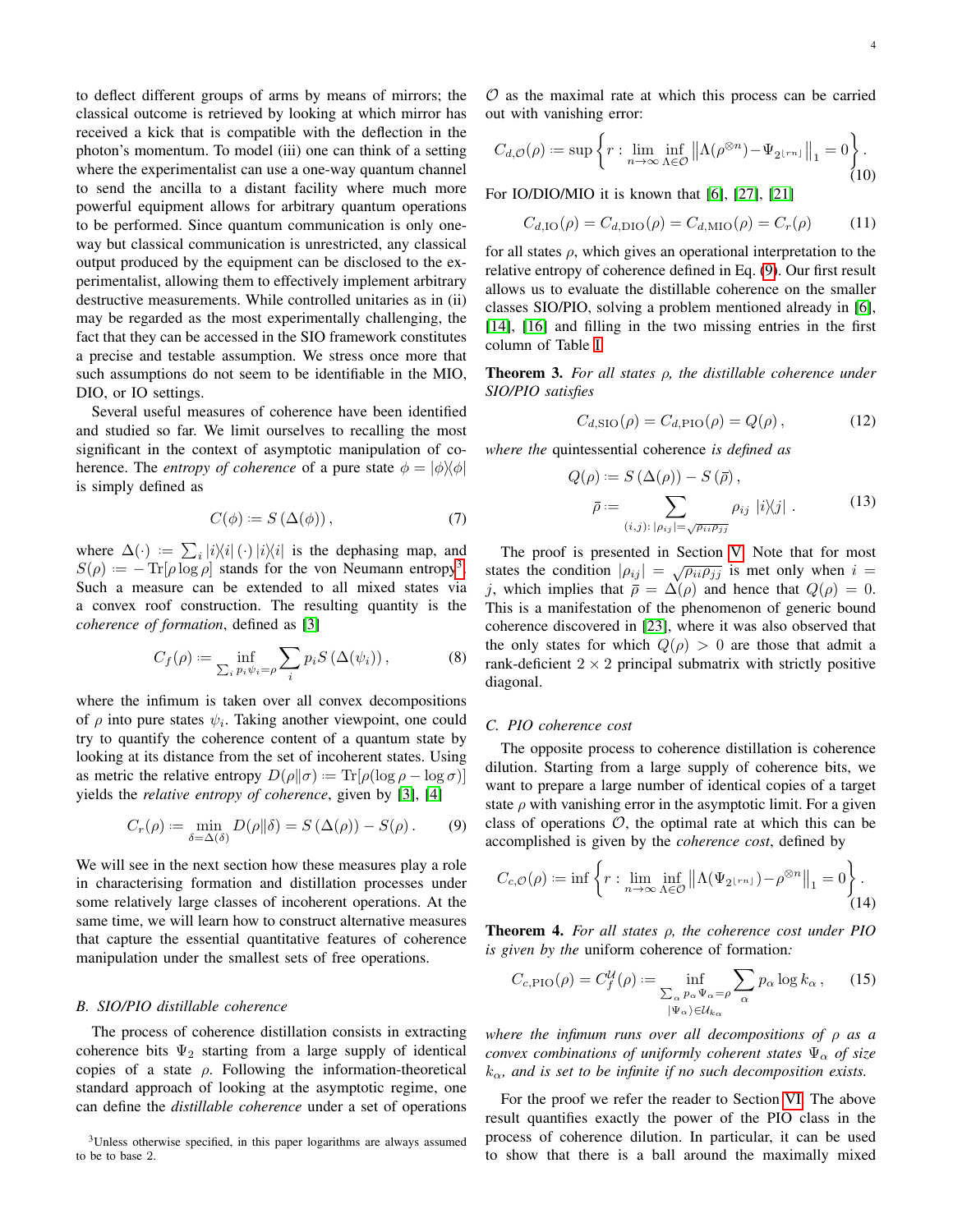to deflect different groups of arms by means of mirrors; the classical outcome is retrieved by looking at which mirror has received a kick that is compatible with the deflection in the photon's momentum. To model (iii) one can think of a setting where the experimentalist can use a one-way quantum channel to send the ancilla to a distant facility where much more powerful equipment allows for arbitrary quantum operations to be performed. Since quantum communication is only one-way but classical communication is unrestricted, any classical output produced by the equipment can be disclosed to the experimentalist, allowing them to effectively implement arbitrary destructive measurements. While controlled unitaries as in (ii) may be regarded as the most experimentally challenging, the fact that they can be accessed in the SIO framework constitutes a precise and testable assumption. We stress once more that such assumptions do not seem to be identifiable in the MIO, DIO, or IO settings.

Several useful measures of coherence have been identified and studied so far. We limit ourselves to recalling the most significant in the context of asymptotic manipulation of coherence. The *entropy of coherence* of a pure state $\phi = |\phi\rangle\!\langle\phi|$ is simply defined as

$$C(\phi) := S\left(\Delta(\phi)\right), \tag{7}$$

where $\Delta(\cdot) := \sum_i |i\rangle\!\langle i|\,(\cdot)\,|i\rangle\!\langle i|$ is the dephasing map, and $S(\rho) := -\operatorname{Tr}[\rho\log\rho]$ stands for the von Neumann entropy[3]. Such a measure can be extended to all mixed states via a convex roof construction. The resulting quantity is the *coherence of formation*, defined as [3]

$$C_f(\rho) := \inf_{\sum_i p_i \psi_i = \rho} \sum_i p_i S\left(\Delta(\psi_i)\right), \tag{8}$$

where the infimum is taken over all convex decompositions of $\rho$ into pure states $\psi_i$. Taking another viewpoint, one could try to quantify the coherence content of a quantum state by looking at its distance from the set of incoherent states. Using as metric the relative entropy $D(\rho\|\sigma) := \operatorname{Tr}[\rho(\log\rho - \log\sigma)]$ yields the *relative entropy of coherence*, given by [3], [4]

$$C_r(\rho) := \min_{\delta = \Delta(\delta)} D(\rho\|\delta) = S\left(\Delta(\rho)\right) - S(\rho)\,. \tag{9}$$

We will see in the next section how these measures play a role in characterising formation and distillation processes under some relatively large classes of incoherent operations. At the same time, we will learn how to construct alternative measures that capture the essential quantitative features of coherence manipulation under the smallest sets of free operations.

### B. SIO/PIO distillable coherence

The process of coherence distillation consists in extracting coherence bits $\Psi_2$ starting from a large supply of identical copies of a state $\rho$. Following the information-theoretical standard approach of looking at the asymptotic regime, one can define the *distillable coherence* under a set of operations $\mathcal{O}$ as the maximal rate at which this process can be carried out with vanishing error:

$$C_{d,\mathcal{O}}(\rho) := \sup\left\{ r : \lim_{n\to\infty} \inf_{\Lambda\in\mathcal{O}} \left\| \Lambda(\rho^{\otimes n}) - \Psi_{2^{\lfloor rn \rfloor}} \right\|_1 = 0 \right\}. \tag{10}$$

For IO/DIO/MIO it is known that [6], [27], [21]

$$C_{d,\mathrm{IO}}(\rho) = C_{d,\mathrm{DIO}}(\rho) = C_{d,\mathrm{MIO}}(\rho) = C_r(\rho) \tag{11}$$

for all states $\rho$, which gives an operational interpretation to the relative entropy of coherence defined in Eq. (9). Our first result allows us to evaluate the distillable coherence on the smaller classes SIO/PIO, solving a problem mentioned already in [6], [14], [16] and filling in the two missing entries in the first column of Table I.

**Theorem 3.** *For all states $\rho$, the distillable coherence under SIO/PIO satisfies*

$$C_{d,\mathrm{SIO}}(\rho) = C_{d,\mathrm{PIO}}(\rho) = Q(\rho)\,, \tag{12}$$

*where the* quintessential coherence *is defined as*

$$Q(\rho) := S\left(\Delta(\rho)\right) - S\left(\overline{\rho}\right), \qquad \overline{\rho} := \sum_{(i,j):\, |\rho_{ij}| = \sqrt{\rho_{ii}\rho_{jj}}} \rho_{ij}\ |i\rangle\!\langle j|\ . \tag{13}$$

The proof is presented in Section V. Note that for most states the condition $|\rho_{ij}| = \sqrt{\rho_{ii}\rho_{jj}}$ is met only when $i = j$, which implies that $\overline{\rho} = \Delta(\rho)$ and hence that $Q(\rho) = 0$. This is a manifestation of the phenomenon of generic bound coherence discovered in [23], where it was also observed that the only states for which $Q(\rho) > 0$ are those that admit a rank-deficient $2\times 2$ principal submatrix with strictly positive diagonal.

### C. PIO coherence cost

The opposite process to coherence distillation is coherence dilution. Starting from a large supply of coherence bits, we want to prepare a large number of identical copies of a target state $\rho$ with vanishing error in the asymptotic limit. For a given class of operations $\mathcal{O}$, the optimal rate at which this can be accomplished is given by the *coherence cost*, defined by

$$C_{c,\mathcal{O}}(\rho) := \inf\left\{ r : \lim_{n\to\infty} \inf_{\Lambda\in\mathcal{O}} \left\| \Lambda(\Psi_{2^{\lfloor rn \rfloor}}) - \rho^{\otimes n} \right\|_1 = 0 \right\}. \tag{14}$$

**Theorem 4.** *For all states $\rho$, the coherence cost under PIO is given by the* uniform coherence of formation*:*

$$C_{c,\mathrm{PIO}}(\rho) = C_f^{\mathcal{U}}(\rho) := \inf_{\substack{\sum_\alpha p_\alpha \Psi_\alpha = \rho \\ |\Psi_\alpha\rangle \in \mathcal{U}_{k_\alpha}}} \sum_\alpha p_\alpha \log k_\alpha\,, \tag{15}$$

*where the infimum runs over all decompositions of $\rho$ as a convex combinations of uniformly coherent states $\Psi_\alpha$ of size $k_\alpha$, and is set to be infinite if no such decomposition exists.*

For the proof we refer the reader to Section VI. The above result quantifies exactly the power of the PIO class in the process of coherence dilution. In particular, it can be used to show that there is a ball around the maximally mixed

[3] Unless otherwise specified, in this paper logarithms are always assumed to be to base 2.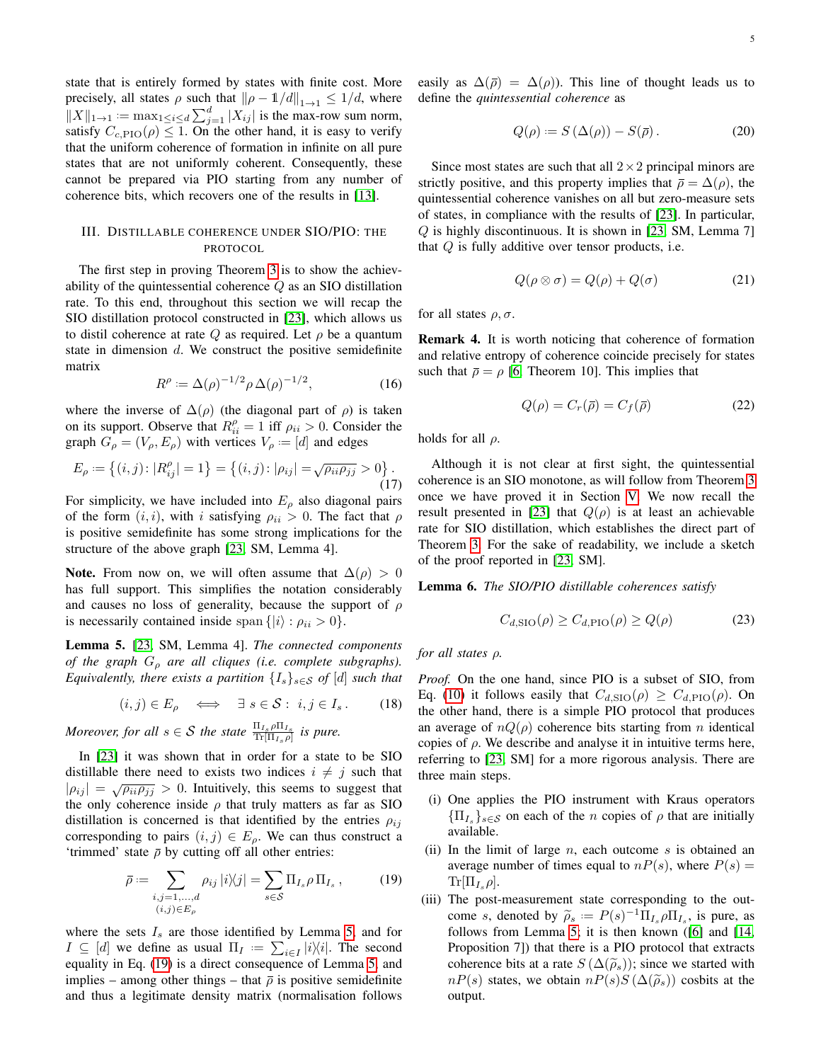state that is entirely formed by states with finite cost. More precisely, all states $\rho$ such that $\|\rho - \mathbb{1}/d\|_{1\to 1} \leq 1/d$, where $\|X\|_{1\to 1} \coloneqq \max_{1\leq i\leq d} \sum_{j=1}^d |X_{ij}|$ is the max-row sum norm, satisfy $C_{c,\mathrm{PIO}}(\rho) \leq 1$. On the other hand, it is easy to verify that the uniform coherence of formation in infinite on all pure states that are not uniformly coherent. Consequently, these cannot be prepared via PIO starting from any number of coherence bits, which recovers one of the results in [13].

## III. Distillable coherence under SIO/PIO: the protocol

The first step in proving Theorem 3 is to show the achievability of the quintessential coherence $Q$ as an SIO distillation rate. To this end, throughout this section we will recap the SIO distillation protocol constructed in [23], which allows us to distil coherence at rate $Q$ as required. Let $\rho$ be a quantum state in dimension $d$. We construct the positive semidefinite matrix

$$R^\rho \coloneqq \Delta(\rho)^{-1/2} \rho\, \Delta(\rho)^{-1/2}, \tag{16}$$

where the inverse of $\Delta(\rho)$ (the diagonal part of $\rho$) is taken on its support. Observe that $R^\rho_{ii} = 1$ iff $\rho_{ii} > 0$. Consider the graph $G_\rho = (V_\rho, E_\rho)$ with vertices $V_\rho \coloneqq [d]$ and edges

$$E_\rho \coloneqq \left\{(i,j) \colon |R^\rho_{ij}| = 1\right\} = \left\{(i,j) \colon |\rho_{ij}| = \sqrt{\rho_{ii}\rho_{jj}} > 0\right\}. \tag{17}$$

For simplicity, we have included into $E_\rho$ also diagonal pairs of the form $(i,i)$, with $i$ satisfying $\rho_{ii} > 0$. The fact that $\rho$ is positive semidefinite has some strong implications for the structure of the above graph [23, SM, Lemma 4].

**Note.** From now on, we will often assume that $\Delta(\rho) > 0$ has full support. This simplifies the notation considerably and causes no loss of generality, because the support of $\rho$ is necessarily contained inside $\mathrm{span}\{|i\rangle : \rho_{ii} > 0\}$.

**Lemma 5.** [23, SM, Lemma 4]. *The connected components of the graph $G_\rho$ are all cliques (i.e. complete subgraphs). Equivalently, there exists a partition $\{I_s\}_{s\in\mathcal{S}}$ of $[d]$ such that*

$$(i,j) \in E_\rho \quad \Longleftrightarrow \quad \exists\, s \in \mathcal{S} \colon\ i,j \in I_s\,. \tag{18}$$

*Moreover, for all $s \in \mathcal{S}$ the state $\frac{\Pi_{I_s}\rho\Pi_{I_s}}{\mathrm{Tr}[\Pi_{I_s}\rho]}$ is pure.*

In [23] it was shown that in order for a state to be SIO distillable there need to exists two indices $i \neq j$ such that $|\rho_{ij}| = \sqrt{\rho_{ii}\rho_{jj}} > 0$. Intuitively, this seems to suggest that the only coherence inside $\rho$ that truly matters as far as SIO distillation is concerned is that identified by the entries $\rho_{ij}$ corresponding to pairs $(i,j) \in E_\rho$. We can thus construct a 'trimmed' state $\overline{\rho}$ by cutting off all other entries:

$$\overline{\rho} \coloneqq \sum_{\substack{i,j=1,\ldots,d \\ (i,j)\in E_\rho}} \rho_{ij}\, |i\rangle\!\langle j| = \sum_{s\in\mathcal{S}} \Pi_{I_s} \rho\, \Pi_{I_s}\,, \tag{19}$$

where the sets $I_s$ are those identified by Lemma 5, and for $I \subseteq [d]$ we define as usual $\Pi_I \coloneqq \sum_{i\in I} |i\rangle\!\langle i|$. The second equality in Eq. (19) is a direct consequence of Lemma 5, and implies – among other things – that $\overline{\rho}$ is positive semidefinite and thus a legitimate density matrix (normalisation follows easily as $\Delta(\overline{\rho}) = \Delta(\rho)$). This line of thought leads us to define the *quintessential coherence* as

$$Q(\rho) \coloneqq S\left(\Delta(\rho)\right) - S(\overline{\rho})\,. \tag{20}$$

Since most states are such that all $2\times 2$ principal minors are strictly positive, and this property implies that $\overline{\rho} = \Delta(\rho)$, the quintessential coherence vanishes on all but zero-measure sets of states, in compliance with the results of [23]. In particular, $Q$ is highly discontinuous. It is shown in [23, SM, Lemma 7] that $Q$ is fully additive over tensor products, i.e.

$$Q(\rho\otimes\sigma) = Q(\rho) + Q(\sigma) \tag{21}$$

for all states $\rho, \sigma$.

**Remark 4.** It is worth noticing that coherence of formation and relative entropy of coherence coincide precisely for states such that $\overline{\rho} = \rho$ [6, Theorem 10]. This implies that

$$Q(\rho) = C_r(\overline{\rho}) = C_f(\overline{\rho}) \tag{22}$$

holds for all $\rho$.

Although it is not clear at first sight, the quintessential coherence is an SIO monotone, as will follow from Theorem 3 once we have proved it in Section V. We now recall the result presented in [23] that $Q(\rho)$ is at least an achievable rate for SIO distillation, which establishes the direct part of Theorem 3. For the sake of readability, we include a sketch of the proof reported in [23, SM].

**Lemma 6.** *The SIO/PIO distillable coherences satisfy*

$$C_{d,\mathrm{SIO}}(\rho) \geq C_{d,\mathrm{PIO}}(\rho) \geq Q(\rho) \tag{23}$$

*for all states $\rho$.*

*Proof.* On the one hand, since PIO is a subset of SIO, from Eq. (10) it follows easily that $C_{d,\mathrm{SIO}}(\rho) \geq C_{d,\mathrm{PIO}}(\rho)$. On the other hand, there is a simple PIO protocol that produces an average of $nQ(\rho)$ coherence bits starting from $n$ identical copies of $\rho$. We describe and analyse it in intuitive terms here, referring to [23, SM] for a more rigorous analysis. There are three main steps.

- (i) One applies the PIO instrument with Kraus operators $\{\Pi_{I_s}\}_{s\in\mathcal{S}}$ on each of the $n$ copies of $\rho$ that are initially available.
- (ii) In the limit of large $n$, each outcome $s$ is obtained an average number of times equal to $nP(s)$, where $P(s) = \mathrm{Tr}[\Pi_{I_s}\rho]$.
- (iii) The post-measurement state corresponding to the outcome $s$, denoted by $\widetilde{\rho}_s \coloneqq P(s)^{-1}\Pi_{I_s}\rho\Pi_{I_s}$, is pure, as follows from Lemma 5; it is then known ([6] and [14, Proposition 7]) that there is a PIO protocol that extracts coherence bits at a rate $S\left(\Delta(\widetilde{\rho}_s)\right)$; since we started with $nP(s)$ states, we obtain $nP(s)S\left(\Delta(\widetilde{\rho}_s)\right)$ cosbits at the output.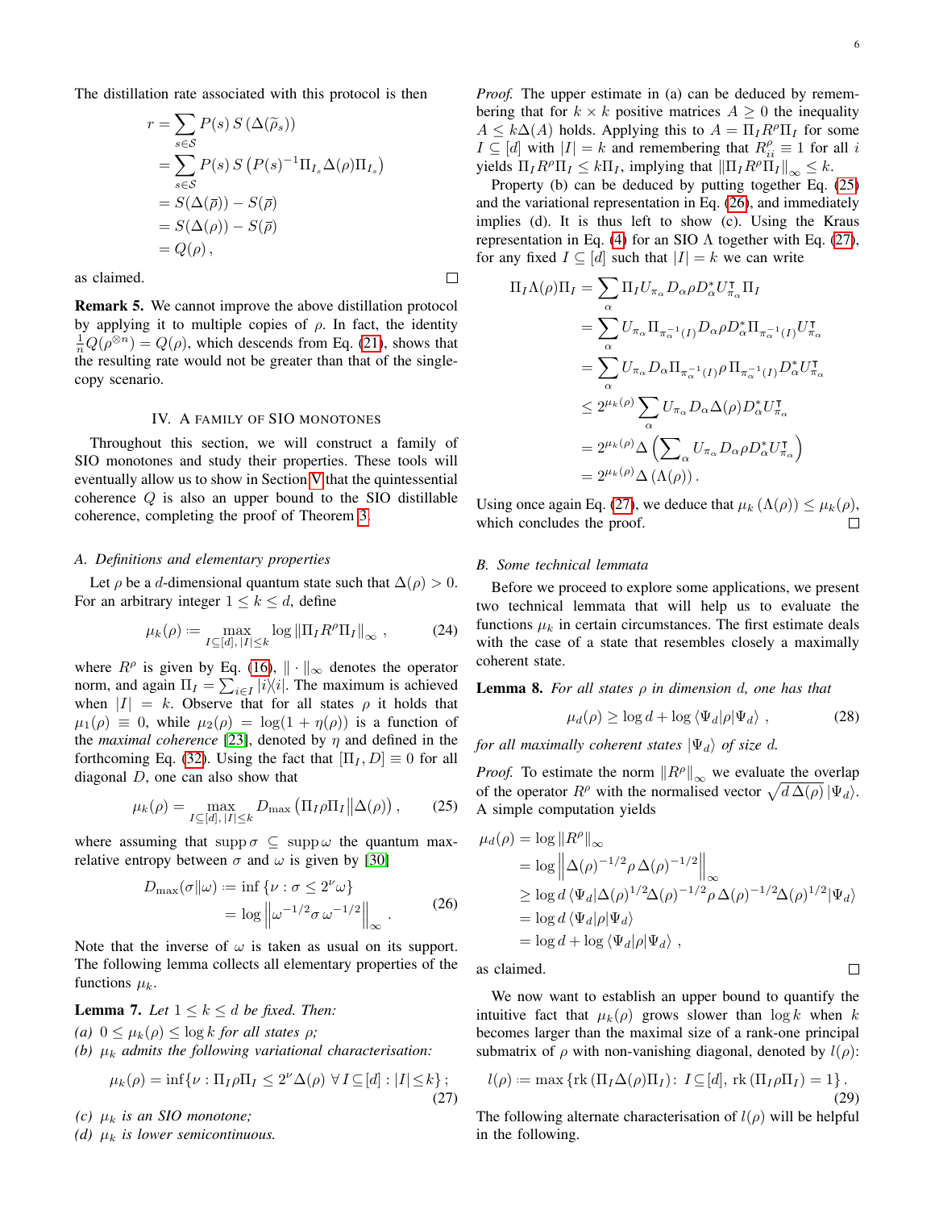The distillation rate associated with this protocol is then

$$
\begin{aligned}
r &= \sum_{s\in\mathcal{S}} P(s)\, S\left(\Delta(\widetilde{\rho}_s)\right) \\
&= \sum_{s\in\mathcal{S}} P(s)\, S\left(P(s)^{-1}\Pi_{I_s}\Delta(\rho)\Pi_{I_s}\right) \\
&= S(\Delta(\overline{\rho})) - S(\overline{\rho}) \\
&= S(\Delta(\rho)) - S(\overline{\rho}) \\
&= Q(\rho)\,,
\end{aligned}
$$

as claimed. □

**Remark 5.** We cannot improve the above distillation protocol by applying it to multiple copies of $\rho$. In fact, the identity $\frac{1}{n}Q(\rho^{\otimes n}) = Q(\rho)$, which descends from Eq. (21), shows that the resulting rate would not be greater than that of the single-copy scenario.

## IV. A family of SIO monotones

Throughout this section, we will construct a family of SIO monotones and study their properties. These tools will eventually allow us to show in Section V that the quintessential coherence $Q$ is also an upper bound to the SIO distillable coherence, completing the proof of Theorem 3.

### A. Definitions and elementary properties

Let $\rho$ be a $d$-dimensional quantum state such that $\Delta(\rho) > 0$. For an arbitrary integer $1 \leq k \leq d$, define

$$
\mu_k(\rho) := \max_{I\subseteq[d],\, |I|\leq k} \log \left\|\Pi_I R^\rho \Pi_I\right\|_\infty\,, \tag{24}
$$

where $R^\rho$ is given by Eq. (16), $\|\cdot\|_\infty$ denotes the operator norm, and again $\Pi_I = \sum_{i\in I}|i\rangle\!\langle i|$. The maximum is achieved when $|I| = k$. Observe that for all states $\rho$ it holds that $\mu_1(\rho) \equiv 0$, while $\mu_2(\rho) = \log(1+\eta(\rho))$ is a function of the *maximal coherence* [23], denoted by $\eta$ and defined in the forthcoming Eq. (32). Using the fact that $[\Pi_I, D] \equiv 0$ for all diagonal $D$, one can also show that

$$
\mu_k(\rho) = \max_{I\subseteq[d],\, |I|\leq k} D_{\max}\left(\Pi_I\rho\Pi_I \middle\| \Delta(\rho)\right)\,, \tag{25}
$$

where assuming that $\operatorname{supp}\sigma \subseteq \operatorname{supp}\omega$ the quantum max-relative entropy between $\sigma$ and $\omega$ is given by [30]

$$
\begin{aligned}
D_{\max}(\sigma\|\omega) &:= \inf\left\{\nu : \sigma \leq 2^\nu \omega\right\} \\
&= \log\left\|\omega^{-1/2}\sigma\,\omega^{-1/2}\right\|_\infty\,.
\end{aligned} \tag{26}
$$

Note that the inverse of $\omega$ is taken as usual on its support. The following lemma collects all elementary properties of the functions $\mu_k$.

**Lemma 7.** *Let $1 \leq k \leq d$ be fixed. Then:*

*(a) $0 \leq \mu_k(\rho) \leq \log k$ for all states $\rho$;*

*(b) $\mu_k$ admits the following variational characterisation:*

$$
\mu_k(\rho) = \inf\{\nu : \Pi_I\rho\Pi_I \leq 2^\nu \Delta(\rho)\ \forall\, I\subseteq[d] : |I|\leq k\}\,; \tag{27}
$$

*(c) $\mu_k$ is an SIO monotone;*

*(d) $\mu_k$ is lower semicontinuous.*

*Proof.* The upper estimate in (a) can be deduced by remembering that for $k\times k$ positive matrices $A \geq 0$ the inequality $A \leq k\Delta(A)$ holds. Applying this to $A = \Pi_I R^\rho \Pi_I$ for some $I\subseteq[d]$ with $|I| = k$ and remembering that $R^\rho_{ii} \equiv 1$ for all $i$ yields $\Pi_I R^\rho \Pi_I \leq k\Pi_I$, implying that $\|\Pi_I R^\rho \Pi_I\|_\infty \leq k$.

Property (b) can be deduced by putting together Eq. (25) and the variational representation in Eq. (26), and immediately implies (d). It is thus left to show (c). Using the Kraus representation in Eq. (4) for an SIO $\Lambda$ together with Eq. (27), for any fixed $I\subseteq[d]$ such that $|I| = k$ we can write

$$
\begin{aligned}
\Pi_I\Lambda(\rho)\Pi_I &= \sum_\alpha \Pi_I U_{\pi_\alpha} D_\alpha \rho D_\alpha^* U_{\pi_\alpha}^\intercal \Pi_I \\
&= \sum_\alpha U_{\pi_\alpha} \Pi_{\pi_\alpha^{-1}(I)} D_\alpha \rho D_\alpha^* \Pi_{\pi_\alpha^{-1}(I)} U_{\pi_\alpha}^\intercal \\
&= \sum_\alpha U_{\pi_\alpha} D_\alpha \Pi_{\pi_\alpha^{-1}(I)} \rho\, \Pi_{\pi_\alpha^{-1}(I)} D_\alpha^* U_{\pi_\alpha}^\intercal \\
&\leq 2^{\mu_k(\rho)} \sum_\alpha U_{\pi_\alpha} D_\alpha \Delta(\rho) D_\alpha^* U_{\pi_\alpha}^\intercal \\
&= 2^{\mu_k(\rho)} \Delta\left(\sum\nolimits_\alpha U_{\pi_\alpha} D_\alpha \rho D_\alpha^* U_{\pi_\alpha}^\intercal\right) \\
&= 2^{\mu_k(\rho)} \Delta\left(\Lambda(\rho)\right).
\end{aligned}
$$

Using once again Eq. (27), we deduce that $\mu_k\left(\Lambda(\rho)\right) \leq \mu_k(\rho)$, which concludes the proof. □

### B. Some technical lemmata

Before we proceed to explore some applications, we present two technical lemmata that will help us to evaluate the functions $\mu_k$ in certain circumstances. The first estimate deals with the case of a state that resembles closely a maximally coherent state.

**Lemma 8.** *For all states $\rho$ in dimension $d$, one has that*

$$
\mu_d(\rho) \geq \log d + \log\langle\Psi_d|\rho|\Psi_d\rangle\,, \tag{28}
$$

*for all maximally coherent states $|\Psi_d\rangle$ of size $d$.*

*Proof.* To estimate the norm $\|R^\rho\|_\infty$ we evaluate the overlap of the operator $R^\rho$ with the normalised vector $\sqrt{d\,\Delta(\rho)}\,|\Psi_d\rangle$. A simple computation yields

$$
\begin{aligned}
\mu_d(\rho) &= \log\|R^\rho\|_\infty \\
&= \log\left\|\Delta(\rho)^{-1/2}\rho\,\Delta(\rho)^{-1/2}\right\|_\infty \\
&\geq \log d\,\langle\Psi_d|\Delta(\rho)^{1/2}\Delta(\rho)^{-1/2}\rho\,\Delta(\rho)^{-1/2}\Delta(\rho)^{1/2}|\Psi_d\rangle \\
&= \log d\,\langle\Psi_d|\rho|\Psi_d\rangle \\
&= \log d + \log\langle\Psi_d|\rho|\Psi_d\rangle\,,
\end{aligned}
$$

as claimed. □

We now want to establish an upper bound to quantify the intuitive fact that $\mu_k(\rho)$ grows slower than $\log k$ when $k$ becomes larger than the maximal size of a rank-one principal submatrix of $\rho$ with non-vanishing diagonal, denoted by $l(\rho)$:

$$
l(\rho) := \max\left\{\operatorname{rk}\left(\Pi_I\Delta(\rho)\Pi_I\right) :\ I\subseteq[d],\ \operatorname{rk}\left(\Pi_I\rho\Pi_I\right) = 1\right\}. \tag{29}
$$

The following alternate characterisation of $l(\rho)$ will be helpful in the following.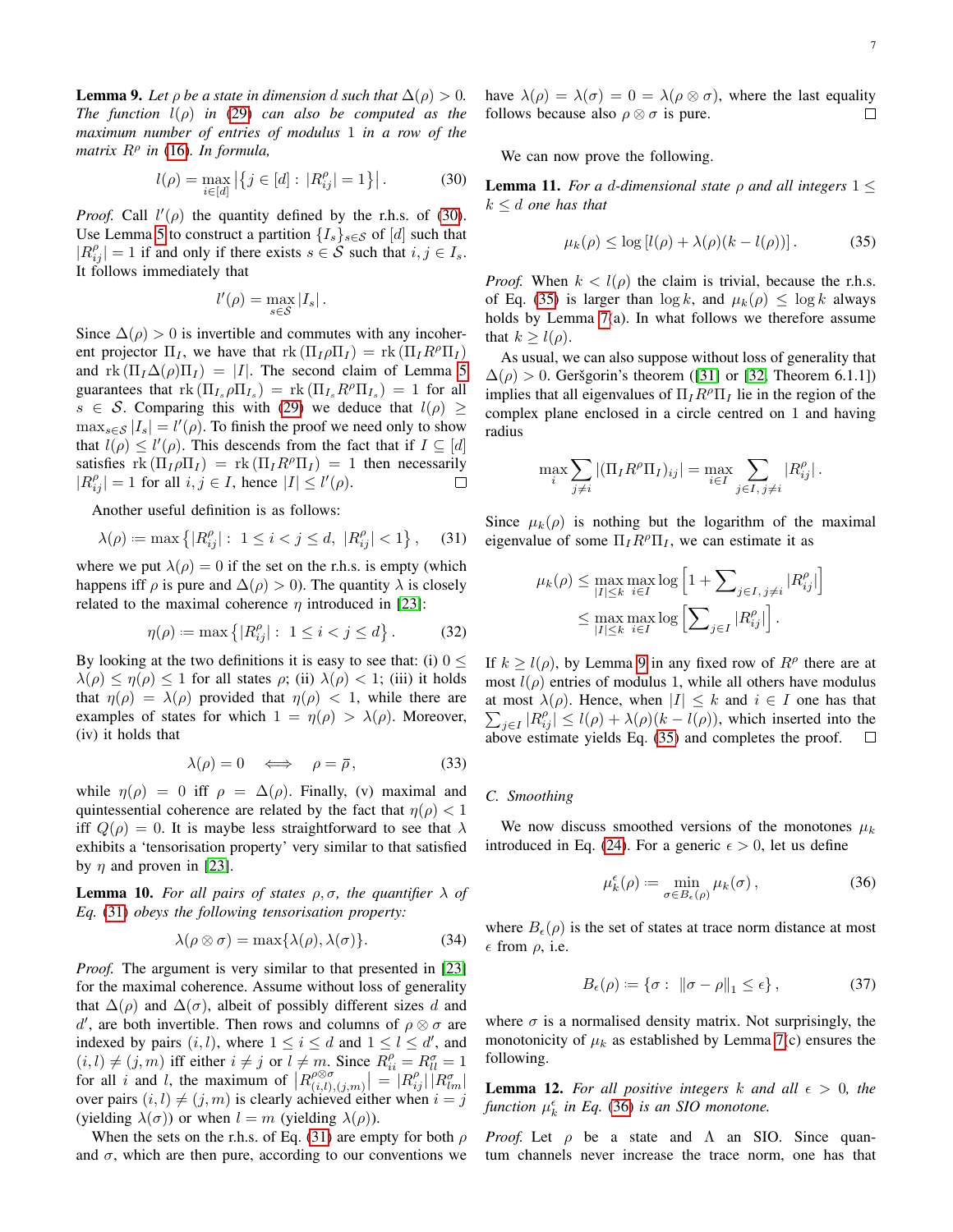**Lemma 9.** *Let $\rho$ be a state in dimension $d$ such that $\Delta(\rho) > 0$. The function $l(\rho)$ in (29) can also be computed as the maximum number of entries of modulus 1 in a row of the matrix $R^\rho$ in (16). In formula,*

$$l(\rho) = \max_{i\in[d]} \left|\left\{j \in [d] : |R^\rho_{ij}| = 1\right\}\right| . \tag{30}$$

*Proof.* Call $l'(\rho)$ the quantity defined by the r.h.s. of (30). Use Lemma 5 to construct a partition $\{I_s\}_{s\in\mathcal{S}}$ of $[d]$ such that $|R^\rho_{ij}| = 1$ if and only if there exists $s \in \mathcal{S}$ such that $i, j \in I_s$. It follows immediately that

$$l'(\rho) = \max_{s\in\mathcal{S}} |I_s| .$$

Since $\Delta(\rho) > 0$ is invertible and commutes with any incoherent projector $\Pi_I$, we have that $\mathrm{rk}\left(\Pi_I \rho \Pi_I\right) = \mathrm{rk}\left(\Pi_I R^\rho \Pi_I\right)$ and $\mathrm{rk}\left(\Pi_I \Delta(\rho) \Pi_I\right) = |I|$. The second claim of Lemma 5 guarantees that $\mathrm{rk}\left(\Pi_{I_s} \rho \Pi_{I_s}\right) = \mathrm{rk}\left(\Pi_{I_s} R^\rho \Pi_{I_s}\right) = 1$ for all $s \in \mathcal{S}$. Comparing this with (29) we deduce that $l(\rho) \geq \max_{s\in\mathcal{S}} |I_s| = l'(\rho)$. To finish the proof we need only to show that $l(\rho) \leq l'(\rho)$. This descends from the fact that if $I \subseteq [d]$ satisfies $\mathrm{rk}\left(\Pi_I \rho \Pi_I\right) = \mathrm{rk}\left(\Pi_I R^\rho \Pi_I\right) = 1$ then necessarily $|R^\rho_{ij}| = 1$ for all $i, j \in I$, hence $|I| \leq l'(\rho)$. □

Another useful definition is as follows:

$$\lambda(\rho) \coloneqq \max\left\{|R^\rho_{ij}| :\ 1 \leq i < j \leq d,\ |R^\rho_{ij}| < 1\right\}, \tag{31}$$

where we put $\lambda(\rho) = 0$ if the set on the r.h.s. is empty (which happens iff $\rho$ is pure and $\Delta(\rho) > 0$). The quantity $\lambda$ is closely related to the maximal coherence $\eta$ introduced in [23]:

$$\eta(\rho) \coloneqq \max\left\{|R^\rho_{ij}| :\ 1 \leq i < j \leq d\right\}. \tag{32}$$

By looking at the two definitions it is easy to see that: (i) $0 \leq \lambda(\rho) \leq \eta(\rho) \leq 1$ for all states $\rho$; (ii) $\lambda(\rho) < 1$; (iii) it holds that $\eta(\rho) = \lambda(\rho)$ provided that $\eta(\rho) < 1$, while there are examples of states for which $1 = \eta(\rho) > \lambda(\rho)$. Moreover, (iv) it holds that

$$\lambda(\rho) = 0 \quad \Longleftrightarrow \quad \rho = \bar{\rho}\,, \tag{33}$$

while $\eta(\rho) = 0$ iff $\rho = \Delta(\rho)$. Finally, (v) maximal and quintessential coherence are related by the fact that $\eta(\rho) < 1$ iff $Q(\rho) = 0$. It is maybe less straightforward to see that $\lambda$ exhibits a 'tensorisation property' very similar to that satisfied by $\eta$ and proven in [23].

**Lemma 10.** *For all pairs of states $\rho, \sigma$, the quantifier $\lambda$ of Eq. (31) obeys the following tensorisation property:*

$$\lambda(\rho \otimes \sigma) = \max\{\lambda(\rho), \lambda(\sigma)\}. \tag{34}$$

*Proof.* The argument is very similar to that presented in [23] for the maximal coherence. Assume without loss of generality that $\Delta(\rho)$ and $\Delta(\sigma)$, albeit of possibly different sizes $d$ and $d'$, are both invertible. Then rows and columns of $\rho \otimes \sigma$ are indexed by pairs $(i, l)$, where $1 \leq i \leq d$ and $1 \leq l \leq d'$, and $(i, l) \neq (j, m)$ iff either $i \neq j$ or $l \neq m$. Since $R^\rho_{ii} = R^\sigma_{ll} = 1$ for all $i$ and $l$, the maximum of $\left|R^{\rho\otimes\sigma}_{(i,l),(j,m)}\right| = |R^\rho_{ij}||R^\sigma_{lm}|$ over pairs $(i, l) \neq (j, m)$ is clearly achieved either when $i = j$ (yielding $\lambda(\sigma)$) or when $l = m$ (yielding $\lambda(\rho)$).

When the sets on the r.h.s. of Eq. (31) are empty for both $\rho$ and $\sigma$, which are then pure, according to our conventions we have $\lambda(\rho) = \lambda(\sigma) = 0 = \lambda(\rho \otimes \sigma)$, where the last equality follows because also $\rho \otimes \sigma$ is pure. □

We can now prove the following.

**Lemma 11.** *For a $d$-dimensional state $\rho$ and all integers $1 \leq k \leq d$ one has that*

$$\mu_k(\rho) \leq \log\left[l(\rho) + \lambda(\rho)(k - l(\rho))\right]. \tag{35}$$

*Proof.* When $k < l(\rho)$ the claim is trivial, because the r.h.s. of Eq. (35) is larger than $\log k$, and $\mu_k(\rho) \leq \log k$ always holds by Lemma 7(a). In what follows we therefore assume that $k \geq l(\rho)$.

As usual, we can also suppose without loss of generality that $\Delta(\rho) > 0$. Geršgorin's theorem ([31] or [32, Theorem 6.1.1]) implies that all eigenvalues of $\Pi_I R^\rho \Pi_I$ lie in the region of the complex plane enclosed in a circle centred on 1 and having radius

$$\max_i \sum_{j\neq i} |(\Pi_I R^\rho \Pi_I)_{ij}| = \max_{i\in I} \sum_{j\in I,\, j\neq i} |R^\rho_{ij}| .$$

Since $\mu_k(\rho)$ is nothing but the logarithm of the maximal eigenvalue of some $\Pi_I R^\rho \Pi_I$, we can estimate it as

$$\begin{aligned}\mu_k(\rho) &\leq \max_{|I|\leq k} \max_{i\in I} \log\left[1 + \textstyle\sum_{j\in I,\, j\neq i} |R^\rho_{ij}|\right] \\ &\leq \max_{|I|\leq k} \max_{i\in I} \log\left[\textstyle\sum_{j\in I} |R^\rho_{ij}|\right].\end{aligned}$$

If $k \geq l(\rho)$, by Lemma 9 in any fixed row of $R^\rho$ there are at most $l(\rho)$ entries of modulus 1, while all others have modulus at most $\lambda(\rho)$. Hence, when $|I| \leq k$ and $i \in I$ one has that $\sum_{j\in I} |R^\rho_{ij}| \leq l(\rho) + \lambda(\rho)(k - l(\rho))$, which inserted into the above estimate yields Eq. (35) and completes the proof. □

### C. Smoothing

We now discuss smoothed versions of the monotones $\mu_k$ introduced in Eq. (24). For a generic $\epsilon > 0$, let us define

$$\mu_k^\epsilon(\rho) \coloneqq \min_{\sigma\in B_\epsilon(\rho)} \mu_k(\sigma)\,, \tag{36}$$

where $B_\epsilon(\rho)$ is the set of states at trace norm distance at most $\epsilon$ from $\rho$, i.e.

$$B_\epsilon(\rho) \coloneqq \{\sigma :\ \|\sigma - \rho\|_1 \leq \epsilon\}\,, \tag{37}$$

where $\sigma$ is a normalised density matrix. Not surprisingly, the monotonicity of $\mu_k$ as established by Lemma 7(c) ensures the following.

**Lemma 12.** *For all positive integers $k$ and all $\epsilon > 0$, the function $\mu_k^\epsilon$ in Eq. (36) is an SIO monotone.*

*Proof.* Let $\rho$ be a state and $\Lambda$ an SIO. Since quantum channels never increase the trace norm, one has that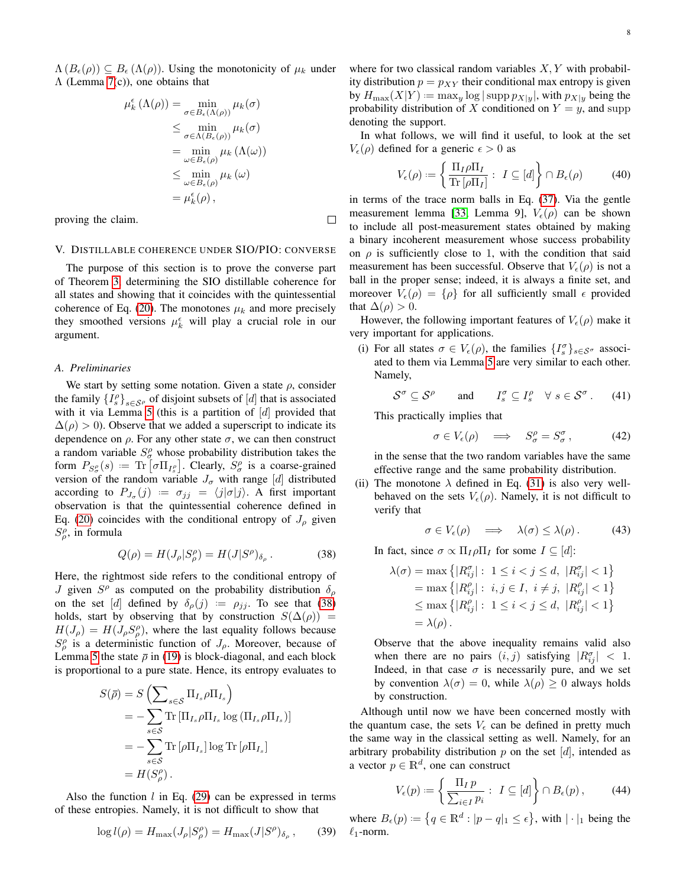$\Lambda\left(B_\epsilon(\rho)\right) \subseteq B_\epsilon\left(\Lambda(\rho)\right)$. Using the monotonicity of $\mu_k$ under $\Lambda$ (Lemma 7(c)), one obtains that

$$
\begin{aligned}
\mu_k^\epsilon\left(\Lambda(\rho)\right) &= \min_{\sigma \in B_\epsilon(\Lambda(\rho))} \mu_k(\sigma) \\
&\leq \min_{\sigma \in \Lambda(B_\epsilon(\rho))} \mu_k(\sigma) \\
&= \min_{\omega \in B_\epsilon(\rho)} \mu_k\left(\Lambda(\omega)\right) \\
&\leq \min_{\omega \in B_\epsilon(\rho)} \mu_k\left(\omega\right) \\
&= \mu_k^\epsilon(\rho)\,,
\end{aligned}
$$

proving the claim. □

## V. Distillable coherence under SIO/PIO: converse

The purpose of this section is to prove the converse part of Theorem 3, determining the SIO distillable coherence for all states and showing that it coincides with the quintessential coherence of Eq. (20). The monotones $\mu_k$ and more precisely they smoothed versions $\mu_k^\epsilon$ will play a crucial role in our argument.

### A. Preliminaries

We start by setting some notation. Given a state $\rho$, consider the family $\{I_s^\rho\}_{s\in\mathcal{S}^\rho}$ of disjoint subsets of $[d]$ that is associated with it via Lemma 5 (this is a partition of $[d]$ provided that $\Delta(\rho) > 0$). Observe that we added a superscript to indicate its dependence on $\rho$. For any other state $\sigma$, we can then construct a random variable $S_\sigma^\rho$ whose probability distribution takes the form $P_{S_\sigma^\rho}(s) := \mathrm{Tr}\left[\sigma \Pi_{I_s^\rho}\right]$. Clearly, $S_\sigma^\rho$ is a coarse-grained version of the random variable $J_\sigma$ with range $[d]$ distributed according to $P_{J_\sigma}(j) := \sigma_{jj} = \langle j|\sigma|j\rangle$. A first important observation is that the quintessential coherence defined in Eq. (20) coincides with the conditional entropy of $J_\rho$ given $S_\rho^\rho$, in formula

$$
Q(\rho) = H(J_\rho|S_\rho^\rho) = H(J|S^\rho)_{\delta_\rho}\,. \tag{38}
$$

Here, the rightmost side refers to the conditional entropy of $J$ given $S^\rho$ as computed on the probability distribution $\delta_\rho$ on the set $[d]$ defined by $\delta_\rho(j) := \rho_{jj}$. To see that (38) holds, start by observing that by construction $S(\Delta(\rho)) = H(J_\rho) = H(J_\rho S_\rho^\rho)$, where the last equality follows because $S_\rho^\rho$ is a deterministic function of $J_\rho$. Moreover, because of Lemma 5 the state $\overline{\rho}$ in (19) is block-diagonal, and each block is proportional to a pure state. Hence, its entropy evaluates to

$$
\begin{aligned}
S(\overline{\rho}) &= S\left(\sum\nolimits_{s\in\mathcal{S}} \Pi_{I_s}\rho\Pi_{I_s}\right) \\
&= -\sum_{s\in\mathcal{S}} \mathrm{Tr}\left[\Pi_{I_s}\rho\Pi_{I_s}\log\left(\Pi_{I_s}\rho\Pi_{I_s}\right)\right] \\
&= -\sum_{s\in\mathcal{S}} \mathrm{Tr}\left[\rho\Pi_{I_s}\right]\log\mathrm{Tr}\left[\rho\Pi_{I_s}\right] \\
&= H(S_\rho^\rho)\,.
\end{aligned}
$$

Also the function $l$ in Eq. (29) can be expressed in terms of these entropies. Namely, it is not difficult to show that

$$
\log l(\rho) = H_{\max}(J_\rho|S_\rho^\rho) = H_{\max}(J|S^\rho)_{\delta_\rho}\,, \tag{39}
$$

where for two classical random variables $X, Y$ with probability distribution $p = p_{XY}$ their conditional max entropy is given by $H_{\max}(X|Y) := \max_y \log|\mathrm{supp}\, p_{X|y}|$, with $p_{X|y}$ being the probability distribution of $X$ conditioned on $Y = y$, and supp denoting the support.

In what follows, we will find it useful, to look at the set $V_\epsilon(\rho)$ defined for a generic $\epsilon > 0$ as

$$
V_\epsilon(\rho) := \left\{\frac{\Pi_I\rho\Pi_I}{\mathrm{Tr}\left[\rho\Pi_I\right]}:\ I\subseteq[d]\right\}\cap B_\epsilon(\rho) \tag{40}
$$

in terms of the trace norm balls in Eq. (37). Via the gentle measurement lemma [33, Lemma 9], $V_\epsilon(\rho)$ can be shown to include all post-measurement states obtained by making a binary incoherent measurement whose success probability on $\rho$ is sufficiently close to 1, with the condition that said measurement has been successful. Observe that $V_\epsilon(\rho)$ is not a ball in the proper sense; indeed, it is always a finite set, and moreover $V_\epsilon(\rho) = \{\rho\}$ for all sufficiently small $\epsilon$ provided that $\Delta(\rho) > 0$.

However, the following important features of $V_\epsilon(\rho)$ make it very important for applications.

(i) For all states $\sigma \in V_\epsilon(\rho)$, the families $\{I_s^\sigma\}_{s\in\mathcal{S}^\sigma}$ associated to them via Lemma 5 are very similar to each other. Namely,

$$
\mathcal{S}^\sigma \subseteq \mathcal{S}^\rho \qquad \text{and} \qquad I_s^\sigma \subseteq I_s^\rho \quad \forall\ s\in\mathcal{S}^\sigma\,. \tag{41}
$$

This practically implies that

$$
\sigma \in V_\epsilon(\rho) \quad \Longrightarrow \quad S_\sigma^\rho = S_\sigma^\sigma\,, \tag{42}
$$

in the sense that the two random variables have the same effective range and the same probability distribution.

(ii) The monotone $\lambda$ defined in Eq. (31) is also very well-behaved on the sets $V_\epsilon(\rho)$. Namely, it is not difficult to verify that

$$
\sigma \in V_\epsilon(\rho) \quad \Longrightarrow \quad \lambda(\sigma) \leq \lambda(\rho)\,. \tag{43}
$$

In fact, since $\sigma \propto \Pi_I\rho\Pi_I$ for some $I\subseteq[d]$:

$$
\begin{aligned}
\lambda(\sigma) &= \max\left\{|R_{ij}^\sigma|:\ 1\leq i<j\leq d,\ |R_{ij}^\sigma|<1\right\} \\
&= \max\left\{|R_{ij}^\rho|:\ i,j\in I,\ i\neq j,\ |R_{ij}^\rho|<1\right\} \\
&\leq \max\left\{|R_{ij}^\rho|:\ 1\leq i<j\leq d,\ |R_{ij}^\rho|<1\right\} \\
&= \lambda(\rho)\,.
\end{aligned}
$$

Observe that the above inequality remains valid also when there are no pairs $(i,j)$ satisfying $|R_{ij}^\sigma| < 1$. Indeed, in that case $\sigma$ is necessarily pure, and we set by convention $\lambda(\sigma) = 0$, while $\lambda(\rho) \geq 0$ always holds by construction.

Although until now we have been concerned mostly with the quantum case, the sets $V_\epsilon$ can be defined in pretty much the same way in the classical setting as well. Namely, for an arbitrary probability distribution $p$ on the set $[d]$, intended as a vector $p\in\mathbb{R}^d$, one can construct

$$
V_\epsilon(p) := \left\{\frac{\Pi_I\, p}{\sum_{i\in I} p_i}:\ I\subseteq[d]\right\}\cap B_\epsilon(p)\,, \tag{44}
$$

where $B_\epsilon(p) := \left\{q\in\mathbb{R}^d : |p-q|_1\leq\epsilon\right\}$, with $|\cdot|_1$ being the $\ell_1$-norm.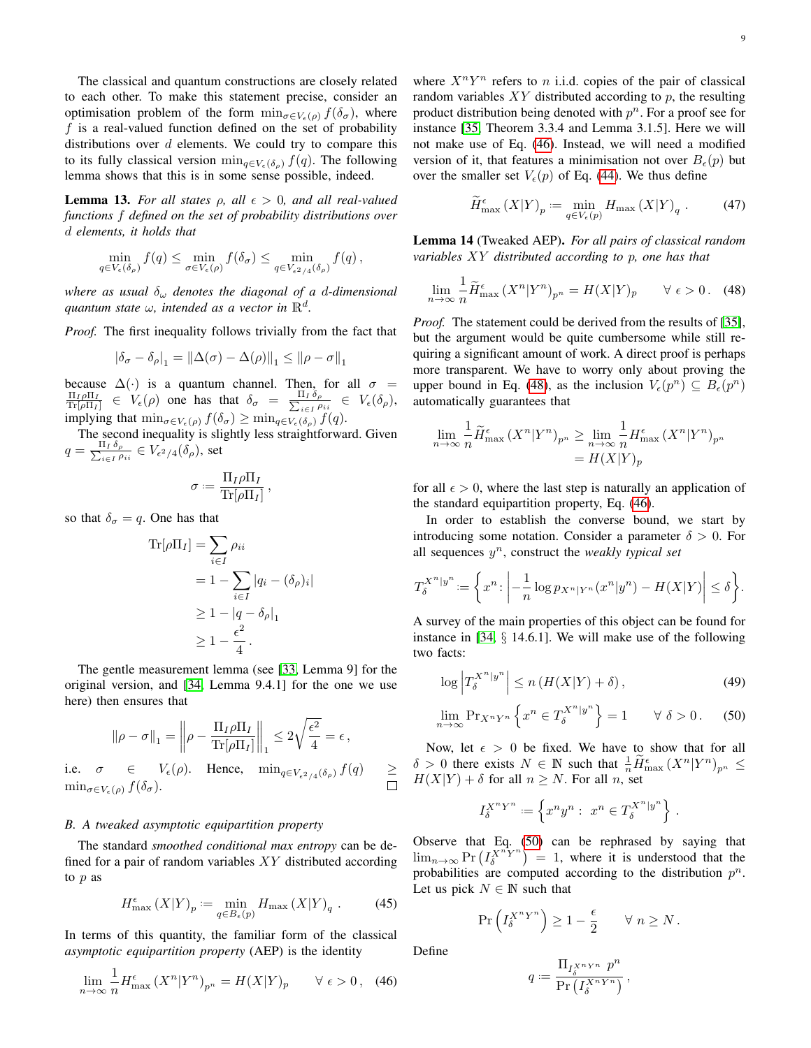The classical and quantum constructions are closely related to each other. To make this statement precise, consider an optimisation problem of the form $\min_{\sigma\in V_\epsilon(\rho)} f(\delta_\sigma)$, where $f$ is a real-valued function defined on the set of probability distributions over $d$ elements. We could try to compare this to its fully classical version $\min_{q\in V_\epsilon(\delta_\rho)} f(q)$. The following lemma shows that this is in some sense possible, indeed.

**Lemma 13.** *For all states $\rho$, all $\epsilon > 0$, and all real-valued functions $f$ defined on the set of probability distributions over $d$ elements, it holds that*

$$
\min_{q\in V_\epsilon(\delta_\rho)} f(q) \leq \min_{\sigma\in V_\epsilon(\rho)} f(\delta_\sigma) \leq \min_{q\in V_{\epsilon^2/4}(\delta_\rho)} f(q)\,,
$$

*where as usual $\delta_\omega$ denotes the diagonal of a $d$-dimensional quantum state $\omega$, intended as a vector in $\mathbb{R}^d$.*

*Proof.* The first inequality follows trivially from the fact that

$$
\left|\delta_\sigma - \delta_\rho\right|_1 = \left\|\Delta(\sigma) - \Delta(\rho)\right\|_1 \leq \left\|\rho - \sigma\right\|_1
$$

because $\Delta(\cdot)$ is a quantum channel. Then, for all $\sigma = \frac{\Pi_I \rho \Pi_I}{\mathrm{Tr}[\rho \Pi_I]} \in V_\epsilon(\rho)$ one has that $\delta_\sigma = \frac{\Pi_I\, \delta_\rho}{\sum_{i\in I}\rho_{ii}} \in V_\epsilon(\delta_\rho)$, implying that $\min_{\sigma\in V_\epsilon(\rho)} f(\delta_\sigma) \geq \min_{q\in V_\epsilon(\delta_\rho)} f(q)$.

The second inequality is slightly less straightforward. Given $q = \frac{\Pi_I\, \delta_\rho}{\sum_{i\in I}\rho_{ii}} \in V_{\epsilon^2/4}(\delta_\rho)$, set

$$
\sigma \coloneqq \frac{\Pi_I \rho \Pi_I}{\mathrm{Tr}[\rho \Pi_I]}\,,
$$

so that $\delta_\sigma = q$. One has that

$$
\begin{aligned}
\mathrm{Tr}[\rho \Pi_I] &= \sum_{i\in I} \rho_{ii} \\
&= 1 - \sum_{i\in I} \left|q_i - (\delta_\rho)_i\right| \\
&\geq 1 - \left|q - \delta_\rho\right|_1 \\
&\geq 1 - \frac{\epsilon^2}{4}\,.
\end{aligned}
$$

The gentle measurement lemma (see [33, Lemma 9] for the original version, and [34, Lemma 9.4.1] for the one we use here) then ensures that

$$
\left\|\rho - \sigma\right\|_1 = \left\|\rho - \frac{\Pi_I \rho \Pi_I}{\mathrm{Tr}[\rho\Pi_I]}\right\|_1 \leq 2\sqrt{\frac{\epsilon^2}{4}} = \epsilon\,,
$$

i.e. $\sigma \in V_\epsilon(\rho)$. Hence, $\min_{q\in V_{\epsilon^2/4}(\delta_\rho)} f(q) \geq \min_{\sigma\in V_\epsilon(\rho)} f(\delta_\sigma)$. $\square$

### B. A tweaked asymptotic equipartition property

The standard *smoothed conditional max entropy* can be defined for a pair of random variables $XY$ distributed according to $p$ as

$$
H^\epsilon_{\max}\left(X|Y\right)_p \coloneqq \min_{q\in B_\epsilon(p)} H_{\max}\left(X|Y\right)_q\,. \tag{45}
$$

In terms of this quantity, the familiar form of the classical *asymptotic equipartition property* (AEP) is the identity

$$
\lim_{n\to\infty} \frac1n H^\epsilon_{\max}\left(X^n|Y^n\right)_{p^n} = H(X|Y)_p \qquad \forall\ \epsilon > 0\,, \tag{46}
$$

where $X^nY^n$ refers to $n$ i.i.d. copies of the pair of classical random variables $XY$ distributed according to $p$, the resulting product distribution being denoted with $p^n$. For a proof see for instance [35, Theorem 3.3.4 and Lemma 3.1.5]. Here we will not make use of Eq. (46). Instead, we will need a modified version of it, that features a minimisation not over $B_\epsilon(p)$ but over the smaller set $V_\epsilon(p)$ of Eq. (44). We thus define

$$
\widetilde{H}^\epsilon_{\max}\left(X|Y\right)_p \coloneqq \min_{q\in V_\epsilon(p)} H_{\max}\left(X|Y\right)_q\,. \tag{47}
$$

**Lemma 14** (Tweaked AEP). *For all pairs of classical random variables $XY$ distributed according to $p$, one has that*

$$
\lim_{n\to\infty} \frac1n \widetilde{H}^\epsilon_{\max}\left(X^n|Y^n\right)_{p^n} = H(X|Y)_p \qquad \forall\ \epsilon > 0\,. \tag{48}
$$

*Proof.* The statement could be derived from the results of [35], but the argument would be quite cumbersome while still requiring a significant amount of work. A direct proof is perhaps more transparent. We have to worry only about proving the upper bound in Eq. (48), as the inclusion $V_\epsilon(p^n) \subseteq B_\epsilon(p^n)$ automatically guarantees that

$$
\begin{aligned}
\lim_{n\to\infty} \frac1n \widetilde{H}^\epsilon_{\max}\left(X^n|Y^n\right)_{p^n} &\geq \lim_{n\to\infty} \frac1n H^\epsilon_{\max}\left(X^n|Y^n\right)_{p^n} \\
&= H(X|Y)_p
\end{aligned}
$$

for all $\epsilon > 0$, where the last step is naturally an application of the standard equipartition property, Eq. (46).

In order to establish the converse bound, we start by introducing some notation. Consider a parameter $\delta > 0$. For all sequences $y^n$, construct the *weakly typical set*

$$
T_\delta^{X^n|y^n} \coloneqq \left\{x^n\colon \left| -\frac1n \log p_{X^n|Y^n}(x^n|y^n) - H(X|Y)\right| \leq \delta\right\}.
$$

A survey of the main properties of this object can be found for instance in [34, § 14.6.1]. We will make use of the following two facts:

$$
\log\left|T_\delta^{X^n|y^n}\right| \leq n\left(H(X|Y) + \delta\right), \tag{49}
$$

$$
\lim_{n\to\infty} \Pr_{X^nY^n}\left\{x^n \in T_\delta^{X^n|y^n}\right\} = 1 \qquad \forall\ \delta > 0\,. \tag{50}
$$

Now, let $\epsilon > 0$ be fixed. We have to show that for all $\delta > 0$ there exists $N\in\mathbb{N}$ such that $\frac1n \widetilde{H}^\epsilon_{\max}\left(X^n|Y^n\right)_{p^n} \leq H(X|Y) + \delta$ for all $n \geq N$. For all $n$, set

$$
I_\delta^{X^nY^n} \coloneqq \left\{x^ny^n :\ x^n \in T_\delta^{X^n|y^n}\right\}.
$$

Observe that Eq. (50) can be rephrased by saying that $\lim_{n\to\infty} \Pr\left(I_\delta^{X^nY^n}\right) = 1$, where it is understood that the probabilities are computed according to the distribution $p^n$. Let us pick $N\in\mathbb{N}$ such that

$$
\Pr\left(I_\delta^{X^nY^n}\right) \geq 1 - \frac{\epsilon}{2} \qquad \forall\ n \geq N\,.
$$

Define

$$
q \coloneqq \frac{\Pi_{I_\delta^{X^nY^n}}\, p^n}{\Pr\left(I_\delta^{X^nY^n}\right)}\,,
$$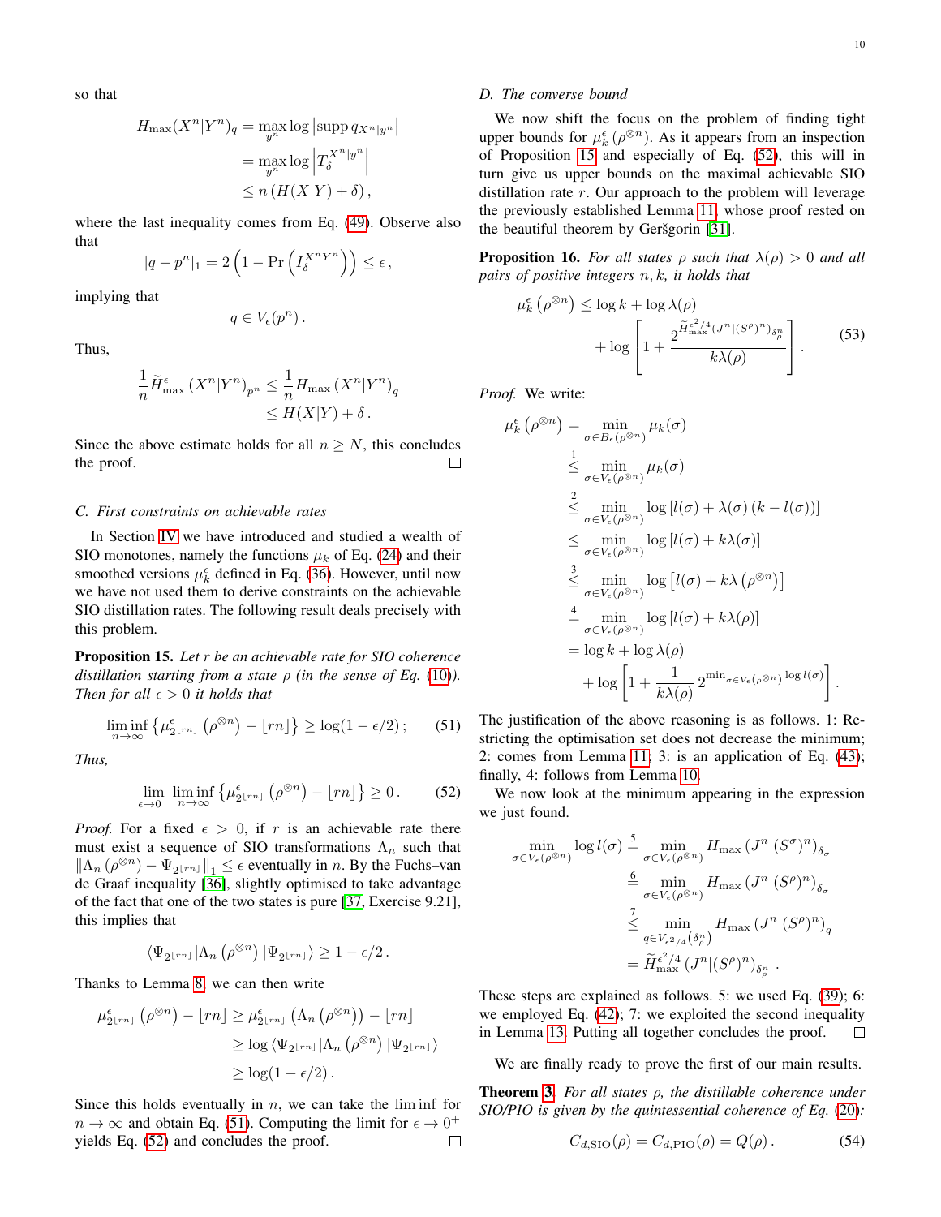so that

$$
\begin{aligned}
H_{\max}(X^n|Y^n)_q &= \max_{y^n} \log \left|\operatorname{supp} q_{X^n|y^n}\right| \\
&= \max_{y^n} \log \left| T_\delta^{X^n|y^n} \right| \\
&\leq n \left( H(X|Y) + \delta \right),
\end{aligned}
$$

where the last inequality comes from Eq. (49). Observe also that

$$
|q - p^n|_1 = 2 \left( 1 - \Pr\left( I_\delta^{X^n Y^n} \right) \right) \leq \epsilon ,
$$

implying that

$$
q \in V_\epsilon(p^n) .
$$

Thus,

$$
\begin{aligned}
\frac{1}{n} \widetilde{H}^\epsilon_{\max}\left(X^n|Y^n\right)_{p^n} &\leq \frac{1}{n} H_{\max}\left(X^n|Y^n\right)_q \\
&\leq H(X|Y) + \delta .
\end{aligned}
$$

Since the above estimate holds for all $n \geq N$, this concludes the proof. □

### C. First constraints on achievable rates

In Section IV we have introduced and studied a wealth of SIO monotones, namely the functions $\mu_k$ of Eq. (24) and their smoothed versions $\mu_k^\epsilon$ defined in Eq. (36). However, until now we have not used them to derive constraints on the achievable SIO distillation rates. The following result deals precisely with this problem.

**Proposition 15.** *Let $r$ be an achievable rate for SIO coherence distillation starting from a state $\rho$ (in the sense of Eq. (10)). Then for all $\epsilon > 0$ it holds that*

$$
\liminf_{n\to\infty} \left\{ \mu^\epsilon_{2^{\lfloor rn \rfloor}}\left(\rho^{\otimes n}\right) - \lfloor rn \rfloor \right\} \geq \log(1 - \epsilon/2) ; \tag{51}
$$

*Thus,*

$$
\lim_{\epsilon\to 0^+} \liminf_{n\to\infty} \left\{ \mu^\epsilon_{2^{\lfloor rn \rfloor}}\left(\rho^{\otimes n}\right) - \lfloor rn \rfloor \right\} \geq 0 . \tag{52}
$$

*Proof.* For a fixed $\epsilon > 0$, if $r$ is an achievable rate there must exist a sequence of SIO transformations $\Lambda_n$ such that $\left\| \Lambda_n\left(\rho^{\otimes n}\right) - \Psi_{2^{\lfloor rn \rfloor}} \right\|_1 \leq \epsilon$ eventually in $n$. By the Fuchs–van de Graaf inequality [36], slightly optimised to take advantage of the fact that one of the two states is pure [37, Exercise 9.21], this implies that

$$
\left\langle \Psi_{2^{\lfloor rn \rfloor}} \middle| \Lambda_n\left(\rho^{\otimes n}\right) \middle| \Psi_{2^{\lfloor rn \rfloor}} \right\rangle \geq 1 - \epsilon/2 .
$$

Thanks to Lemma 8, we can then write

$$
\begin{aligned}
\mu^\epsilon_{2^{\lfloor rn \rfloor}}\left(\rho^{\otimes n}\right) - \lfloor rn \rfloor &\geq \mu^\epsilon_{2^{\lfloor rn \rfloor}}\left(\Lambda_n\left(\rho^{\otimes n}\right)\right) - \lfloor rn \rfloor \\
&\geq \log \left\langle \Psi_{2^{\lfloor rn \rfloor}} \middle| \Lambda_n\left(\rho^{\otimes n}\right) \middle| \Psi_{2^{\lfloor rn \rfloor}} \right\rangle \\
&\geq \log(1 - \epsilon/2) .
\end{aligned}
$$

Since this holds eventually in $n$, we can take the $\liminf$ for $n \to \infty$ and obtain Eq. (51). Computing the limit for $\epsilon \to 0^+$ yields Eq. (52) and concludes the proof. □

### D. The converse bound

We now shift the focus on the problem of finding tight upper bounds for $\mu_k^\epsilon\left(\rho^{\otimes n}\right)$. As it appears from an inspection of Proposition 15 and especially of Eq. (52), this will in turn give us upper bounds on the maximal achievable SIO distillation rate $r$. Our approach to the problem will leverage the previously established Lemma 11, whose proof rested on the beautiful theorem by Geršgorin [31].

**Proposition 16.** *For all states $\rho$ such that $\lambda(\rho) > 0$ and all pairs of positive integers $n, k$, it holds that*

$$
\begin{aligned}
\mu_k^\epsilon\left(\rho^{\otimes n}\right) \leq \log k + \log \lambda(\rho) \\
+ \log \left[ 1 + \frac{2^{\widetilde{H}^{\epsilon^2/4}_{\max}\left(J^n|(S^\rho)^n\right)_{\delta_\rho^n}}}{k\lambda(\rho)} \right] .
\end{aligned} \tag{53}
$$

*Proof.* We write:

$$
\begin{aligned}
\mu_k^\epsilon\left(\rho^{\otimes n}\right) &= \min_{\sigma\in B_\epsilon(\rho^{\otimes n})} \mu_k(\sigma) \\
&\overset{1}{\leq} \min_{\sigma\in V_\epsilon(\rho^{\otimes n})} \mu_k(\sigma) \\
&\overset{2}{\leq} \min_{\sigma\in V_\epsilon(\rho^{\otimes n})} \log \left[ l(\sigma) + \lambda(\sigma)\left(k - l(\sigma)\right) \right] \\
&\leq \min_{\sigma\in V_\epsilon(\rho^{\otimes n})} \log \left[ l(\sigma) + k\lambda(\sigma) \right] \\
&\overset{3}{\leq} \min_{\sigma\in V_\epsilon(\rho^{\otimes n})} \log \left[ l(\sigma) + k\lambda\left(\rho^{\otimes n}\right) \right] \\
&\overset{4}{=} \min_{\sigma\in V_\epsilon(\rho^{\otimes n})} \log \left[ l(\sigma) + k\lambda(\rho) \right] \\
&= \log k + \log \lambda(\rho) \\
&\quad + \log \left[ 1 + \frac{1}{k\lambda(\rho)}\, 2^{\min_{\sigma\in V_\epsilon(\rho^{\otimes n})} \log l(\sigma)} \right] .
\end{aligned}
$$

The justification of the above reasoning is as follows. 1: Restricting the optimisation set does not decrease the minimum; 2: comes from Lemma 11; 3: is an application of Eq. (43); finally, 4: follows from Lemma 10.

We now look at the minimum appearing in the expression we just found.

$$
\begin{aligned}
\min_{\sigma\in V_\epsilon(\rho^{\otimes n})} \log l(\sigma) &\overset{5}{=} \min_{\sigma\in V_\epsilon(\rho^{\otimes n})} H_{\max}\left(J^n|(S^\sigma)^n\right)_{\delta_\sigma} \\
&\overset{6}{=} \min_{\sigma\in V_\epsilon(\rho^{\otimes n})} H_{\max}\left(J^n|(S^\rho)^n\right)_{\delta_\sigma} \\
&\overset{7}{\leq} \min_{q\in V_{\epsilon^2/4}\left(\delta_\rho^n\right)} H_{\max}\left(J^n|(S^\rho)^n\right)_q \\
&= \widetilde{H}^{\epsilon^2/4}_{\max}\left(J^n|(S^\rho)^n\right)_{\delta_\rho^n} .
\end{aligned}
$$

These steps are explained as follows. 5: we used Eq. (39); 6: we employed Eq. (42); 7: we exploited the second inequality in Lemma 13. Putting all together concludes the proof. □

We are finally ready to prove the first of our main results.

**Theorem 3.** *For all states $\rho$, the distillable coherence under SIO/PIO is given by the quintessential coherence of Eq. (20):*

$$
C_{d,\mathrm{SIO}}(\rho) = C_{d,\mathrm{PIO}}(\rho) = Q(\rho) . \tag{54}
$$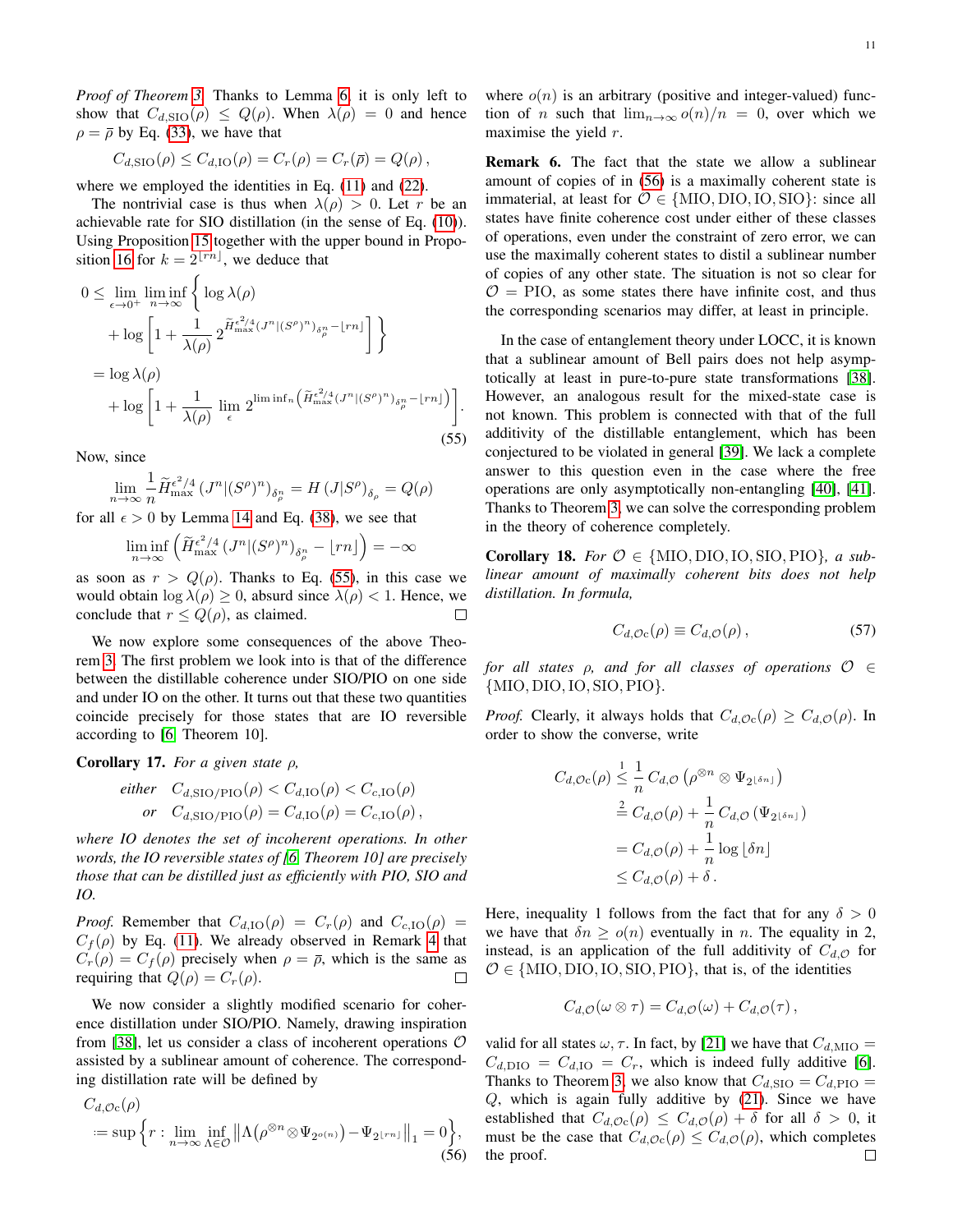*Proof of Theorem 3.* Thanks to Lemma 6, it is only left to show that $C_{d,\mathrm{SIO}}(\rho) \leq Q(\rho)$. When $\lambda(\rho) = 0$ and hence $\rho = \bar{\rho}$ by Eq. (33), we have that

$$C_{d,\mathrm{SIO}}(\rho) \leq C_{d,\mathrm{IO}}(\rho) = C_r(\rho) = C_r(\bar{\rho}) = Q(\rho)\,,$$

where we employed the identities in Eq. (11) and (22).

The nontrivial case is thus when $\lambda(\rho) > 0$. Let $r$ be an achievable rate for SIO distillation (in the sense of Eq. (10)). Using Proposition 15 together with the upper bound in Proposition 16 for $k = 2^{\lfloor rn \rfloor}$, we deduce that

$$\begin{aligned}
0 &\leq \lim_{\epsilon\to 0^+} \liminf_{n\to\infty} \Bigg\{ \log \lambda(\rho) \\
&\quad + \log\left[1 + \frac{1}{\lambda(\rho)}\, 2^{\widetilde{H}_{\max}^{\epsilon^2/4}(J^n|(S^\rho)^n)_{\delta_\rho^n} - \lfloor rn \rfloor}\right] \Bigg\} \\
&= \log \lambda(\rho) \\
&\quad + \log\left[1 + \frac{1}{\lambda(\rho)} \lim_{\epsilon}\, 2^{\liminf_n \left(\widetilde{H}_{\max}^{\epsilon^2/4}(J^n|(S^\rho)^n)_{\delta_\rho^n} - \lfloor rn \rfloor\right)}\right].
\end{aligned} \tag{55}$$

Now, since

$$\lim_{n\to\infty} \frac{1}{n} \widetilde{H}_{\max}^{\epsilon^2/4}\left(J^n|(S^\rho)^n\right)_{\delta_\rho^n} = H\left(J|S^\rho\right)_{\delta_\rho} = Q(\rho)$$

for all $\epsilon > 0$ by Lemma 14 and Eq. (38), we see that

$$\liminf_{n\to\infty} \left(\widetilde{H}_{\max}^{\epsilon^2/4}\left(J^n|(S^\rho)^n\right)_{\delta_\rho^n} - \lfloor rn \rfloor\right) = -\infty$$

as soon as $r > Q(\rho)$. Thanks to Eq. (55), in this case we would obtain $\log \lambda(\rho) \geq 0$, absurd since $\lambda(\rho) < 1$. Hence, we conclude that $r \leq Q(\rho)$, as claimed. □

We now explore some consequences of the above Theorem 3. The first problem we look into is that of the difference between the distillable coherence under SIO/PIO on one side and under IO on the other. It turns out that these two quantities coincide precisely for those states that are IO reversible according to [6, Theorem 10].

**Corollary 17.** *For a given state $\rho$,*

$$\begin{aligned}
\textit{either}\quad & C_{d,\mathrm{SIO/PIO}}(\rho) < C_{d,\mathrm{IO}}(\rho) < C_{c,\mathrm{IO}}(\rho) \\
\textit{or}\quad & C_{d,\mathrm{SIO/PIO}}(\rho) = C_{d,\mathrm{IO}}(\rho) = C_{c,\mathrm{IO}}(\rho)\,,
\end{aligned}$$

*where IO denotes the set of incoherent operations. In other words, the IO reversible states of [6, Theorem 10] are precisely those that can be distilled just as efficiently with PIO, SIO and IO.*

*Proof.* Remember that $C_{d,\mathrm{IO}}(\rho) = C_r(\rho)$ and $C_{c,\mathrm{IO}}(\rho) = C_f(\rho)$ by Eq. (11). We already observed in Remark 4 that $C_r(\rho) = C_f(\rho)$ precisely when $\rho = \bar{\rho}$, which is the same as requiring that $Q(\rho) = C_r(\rho)$. □

We now consider a slightly modified scenario for coherence distillation under SIO/PIO. Namely, drawing inspiration from [38], let us consider a class of incoherent operations $\mathcal{O}$ assisted by a sublinear amount of coherence. The corresponding distillation rate will be defined by

$$\begin{aligned}
&C_{d,\mathcal{O}^{\mathrm{c}}}(\rho) \\
&\coloneqq \sup\Big\{r : \lim_{n\to\infty} \inf_{\Lambda\in\mathcal{O}} \left\| \Lambda\big(\rho^{\otimes n} \otimes \Psi_{2^{o(n)}}\big) - \Psi_{2^{\lfloor rn \rfloor}} \right\|_1 = 0 \Big\},
\end{aligned} \tag{56}$$

where $o(n)$ is an arbitrary (positive and integer-valued) function of $n$ such that $\lim_{n\to\infty} o(n)/n = 0$, over which we maximise the yield $r$.

**Remark 6.** The fact that the state we allow a sublinear amount of copies of in (56) is a maximally coherent state is immaterial, at least for $\mathcal{O} \in \{\mathrm{MIO}, \mathrm{DIO}, \mathrm{IO}, \mathrm{SIO}\}$: since all states have finite coherence cost under either of these classes of operations, even under the constraint of zero error, we can use the maximally coherent states to distil a sublinear number of copies of any other state. The situation is not so clear for $\mathcal{O} = \mathrm{PIO}$, as some states there have infinite cost, and thus the corresponding scenarios may differ, at least in principle.

In the case of entanglement theory under LOCC, it is known that a sublinear amount of Bell pairs does not help asymptotically at least in pure-to-pure state transformations [38]. However, an analogous result for the mixed-state case is not known. This problem is connected with that of the full additivity of the distillable entanglement, which has been conjectured to be violated in general [39]. We lack a complete answer to this question even in the case where the free operations are only asymptotically non-entangling [40], [41]. Thanks to Theorem 3, we can solve the corresponding problem in the theory of coherence completely.

**Corollary 18.** *For $\mathcal{O} \in \{\mathrm{MIO}, \mathrm{DIO}, \mathrm{IO}, \mathrm{SIO}, \mathrm{PIO}\}$, a sublinear amount of maximally coherent bits does not help distillation. In formula,*

$$C_{d,\mathcal{O}^{\mathrm{c}}}(\rho) \equiv C_{d,\mathcal{O}}(\rho)\,, \tag{57}$$

*for all states $\rho$, and for all classes of operations $\mathcal{O} \in \{\mathrm{MIO}, \mathrm{DIO}, \mathrm{IO}, \mathrm{SIO}, \mathrm{PIO}\}$.*

*Proof.* Clearly, it always holds that $C_{d,\mathcal{O}^{\mathrm{c}}}(\rho) \geq C_{d,\mathcal{O}}(\rho)$. In order to show the converse, write

$$\begin{aligned}
C_{d,\mathcal{O}^{\mathrm{c}}}(\rho) &\overset{1}{\leq} \frac{1}{n} C_{d,\mathcal{O}}\left(\rho^{\otimes n} \otimes \Psi_{2^{\lfloor \delta n \rfloor}}\right) \\
&\overset{2}{=} C_{d,\mathcal{O}}(\rho) + \frac{1}{n} C_{d,\mathcal{O}}\left(\Psi_{2^{\lfloor \delta n \rfloor}}\right) \\
&= C_{d,\mathcal{O}}(\rho) + \frac{1}{n} \log \lfloor \delta n \rfloor \\
&\leq C_{d,\mathcal{O}}(\rho) + \delta\,.
\end{aligned}$$

Here, inequality 1 follows from the fact that for any $\delta > 0$ we have that $\delta n \geq o(n)$ eventually in $n$. The equality in 2, instead, is an application of the full additivity of $C_{d,\mathcal{O}}$ for $\mathcal{O} \in \{\mathrm{MIO}, \mathrm{DIO}, \mathrm{IO}, \mathrm{SIO}, \mathrm{PIO}\}$, that is, of the identities

$$C_{d,\mathcal{O}}(\omega \otimes \tau) = C_{d,\mathcal{O}}(\omega) + C_{d,\mathcal{O}}(\tau)\,,$$

valid for all states $\omega, \tau$. In fact, by [21] we have that $C_{d,\mathrm{MIO}} = C_{d,\mathrm{DIO}} = C_{d,\mathrm{IO}} = C_r$, which is indeed fully additive [6]. Thanks to Theorem 3, we also know that $C_{d,\mathrm{SIO}} = C_{d,\mathrm{PIO}} = Q$, which is again fully additive by (21). Since we have established that $C_{d,\mathcal{O}^{\mathrm{c}}}(\rho) \leq C_{d,\mathcal{O}}(\rho) + \delta$ for all $\delta > 0$, it must be the case that $C_{d,\mathcal{O}^{\mathrm{c}}}(\rho) \leq C_{d,\mathcal{O}}(\rho)$, which completes the proof. □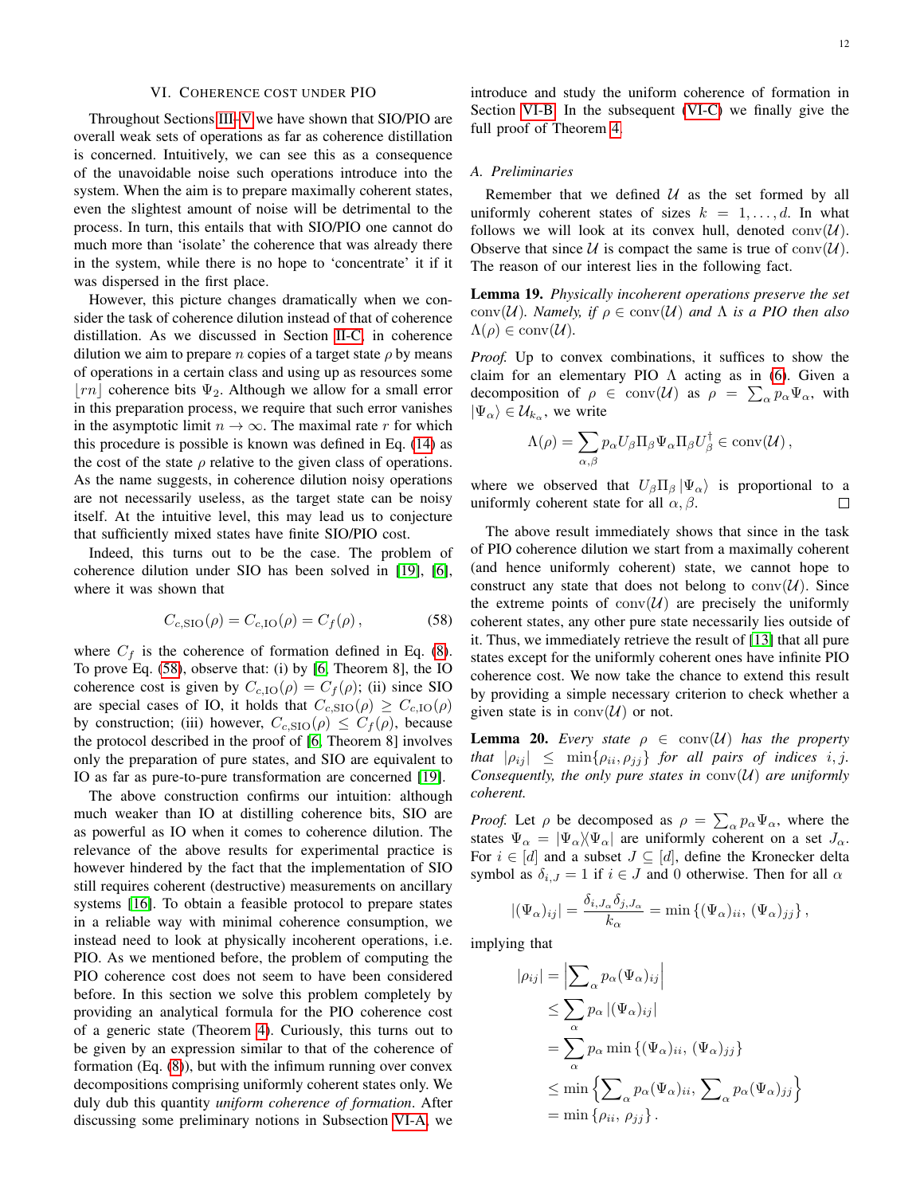## VI. Coherence cost under PIO

Throughout Sections III–V we have shown that SIO/PIO are overall weak sets of operations as far as coherence distillation is concerned. Intuitively, we can see this as a consequence of the unavoidable noise such operations introduce into the system. When the aim is to prepare maximally coherent states, even the slightest amount of noise will be detrimental to the process. In turn, this entails that with SIO/PIO one cannot do much more than 'isolate' the coherence that was already there in the system, while there is no hope to 'concentrate' it if it was dispersed in the first place.

However, this picture changes dramatically when we consider the task of coherence dilution instead of that of coherence distillation. As we discussed in Section II-C, in coherence dilution we aim to prepare $n$ copies of a target state $\rho$ by means of operations in a certain class and using up as resources some $\lfloor rn \rfloor$ coherence bits $\Psi_2$. Although we allow for a small error in this preparation process, we require that such error vanishes in the asymptotic limit $n \to \infty$. The maximal rate $r$ for which this procedure is possible is known was defined in Eq. (14) as the cost of the state $\rho$ relative to the given class of operations. As the name suggests, in coherence dilution noisy operations are not necessarily useless, as the target state can be noisy itself. At the intuitive level, this may lead us to conjecture that sufficiently mixed states have finite SIO/PIO cost.

Indeed, this turns out to be the case. The problem of coherence dilution under SIO has been solved in [19], [6], where it was shown that

$$C_{c,\mathrm{SIO}}(\rho) = C_{c,\mathrm{IO}}(\rho) = C_f(\rho)\,, \tag{58}$$

where $C_f$ is the coherence of formation defined in Eq. (8). To prove Eq. (58), observe that: (i) by [6, Theorem 8], the IO coherence cost is given by $C_{c,\mathrm{IO}}(\rho) = C_f(\rho)$; (ii) since SIO are special cases of IO, it holds that $C_{c,\mathrm{SIO}}(\rho) \geq C_{c,\mathrm{IO}}(\rho)$ by construction; (iii) however, $C_{c,\mathrm{SIO}}(\rho) \leq C_f(\rho)$, because the protocol described in the proof of [6, Theorem 8] involves only the preparation of pure states, and SIO are equivalent to IO as far as pure-to-pure transformation are concerned [19].

The above construction confirms our intuition: although much weaker than IO at distilling coherence bits, SIO are as powerful as IO when it comes to coherence dilution. The relevance of the above results for experimental practice is however hindered by the fact that the implementation of SIO still requires coherent (destructive) measurements on ancillary systems [16]. To obtain a feasible protocol to prepare states in a reliable way with minimal coherence consumption, we instead need to look at physically incoherent operations, i.e. PIO. As we mentioned before, the problem of computing the PIO coherence cost does not seem to have been considered before. In this section we solve this problem completely by providing an analytical formula for the PIO coherence cost of a generic state (Theorem 4). Curiously, this turns out to be given by an expression similar to that of the coherence of formation (Eq. (8)), but with the infimum running over convex decompositions comprising uniformly coherent states only. We duly dub this quantity *uniform coherence of formation*. After discussing some preliminary notions in Subsection VI-A, we introduce and study the uniform coherence of formation in Section VI-B. In the subsequent (VI-C) we finally give the full proof of Theorem 4.

### A. Preliminaries

Remember that we defined $\mathcal{U}$ as the set formed by all uniformly coherent states of sizes $k = 1, \ldots, d$. In what follows we will look at its convex hull, denoted $\mathrm{conv}(\mathcal{U})$. Observe that since $\mathcal{U}$ is compact the same is true of $\mathrm{conv}(\mathcal{U})$. The reason of our interest lies in the following fact.

**Lemma 19.** *Physically incoherent operations preserve the set $\mathrm{conv}(\mathcal{U})$. Namely, if $\rho \in \mathrm{conv}(\mathcal{U})$ and $\Lambda$ is a PIO then also $\Lambda(\rho) \in \mathrm{conv}(\mathcal{U})$.*

*Proof.* Up to convex combinations, it suffices to show the claim for an elementary PIO $\Lambda$ acting as in (6). Given a decomposition of $\rho \in \mathrm{conv}(\mathcal{U})$ as $\rho = \sum_\alpha p_\alpha \Psi_\alpha$, with $|\Psi_\alpha\rangle \in \mathcal{U}_{k_\alpha}$, we write

$$\Lambda(\rho) = \sum_{\alpha,\beta} p_\alpha U_\beta \Pi_\beta \Psi_\alpha \Pi_\beta U_\beta^\dagger \in \mathrm{conv}(\mathcal{U})\,,$$

where we observed that $U_\beta \Pi_\beta |\Psi_\alpha\rangle$ is proportional to a uniformly coherent state for all $\alpha, \beta$. □

The above result immediately shows that since in the task of PIO coherence dilution we start from a maximally coherent (and hence uniformly coherent) state, we cannot hope to construct any state that does not belong to $\mathrm{conv}(\mathcal{U})$. Since the extreme points of $\mathrm{conv}(\mathcal{U})$ are precisely the uniformly coherent states, any other pure state necessarily lies outside of it. Thus, we immediately retrieve the result of [13] that all pure states except for the uniformly coherent ones have infinite PIO coherence cost. We now take the chance to extend this result by providing a simple necessary criterion to check whether a given state is in $\mathrm{conv}(\mathcal{U})$ or not.

**Lemma 20.** *Every state $\rho \in \mathrm{conv}(\mathcal{U})$ has the property that $|\rho_{ij}| \leq \min\{\rho_{ii}, \rho_{jj}\}$ for all pairs of indices $i, j$. Consequently, the only pure states in $\mathrm{conv}(\mathcal{U})$ are uniformly coherent.*

*Proof.* Let $\rho$ be decomposed as $\rho = \sum_\alpha p_\alpha \Psi_\alpha$, where the states $\Psi_\alpha = |\Psi_\alpha\rangle\!\langle\Psi_\alpha|$ are uniformly coherent on a set $J_\alpha$. For $i \in [d]$ and a subset $J \subseteq [d]$, define the Kronecker delta symbol as $\delta_{i,J} = 1$ if $i \in J$ and $0$ otherwise. Then for all $\alpha$

$$|(\Psi_\alpha)_{ij}| = \frac{\delta_{i,J_\alpha}\delta_{j,J_\alpha}}{k_\alpha} = \min\left\{(\Psi_\alpha)_{ii},\, (\Psi_\alpha)_{jj}\right\},$$

implying that

$$\begin{aligned}
|\rho_{ij}| &= \left|\sum\nolimits_\alpha p_\alpha (\Psi_\alpha)_{ij}\right| \\
&\leq \sum_\alpha p_\alpha \left|(\Psi_\alpha)_{ij}\right| \\
&= \sum_\alpha p_\alpha \min\left\{(\Psi_\alpha)_{ii},\, (\Psi_\alpha)_{jj}\right\} \\
&\leq \min\left\{\sum\nolimits_\alpha p_\alpha (\Psi_\alpha)_{ii},\, \sum\nolimits_\alpha p_\alpha (\Psi_\alpha)_{jj}\right\} \\
&= \min\left\{\rho_{ii},\, \rho_{jj}\right\}.
\end{aligned}$$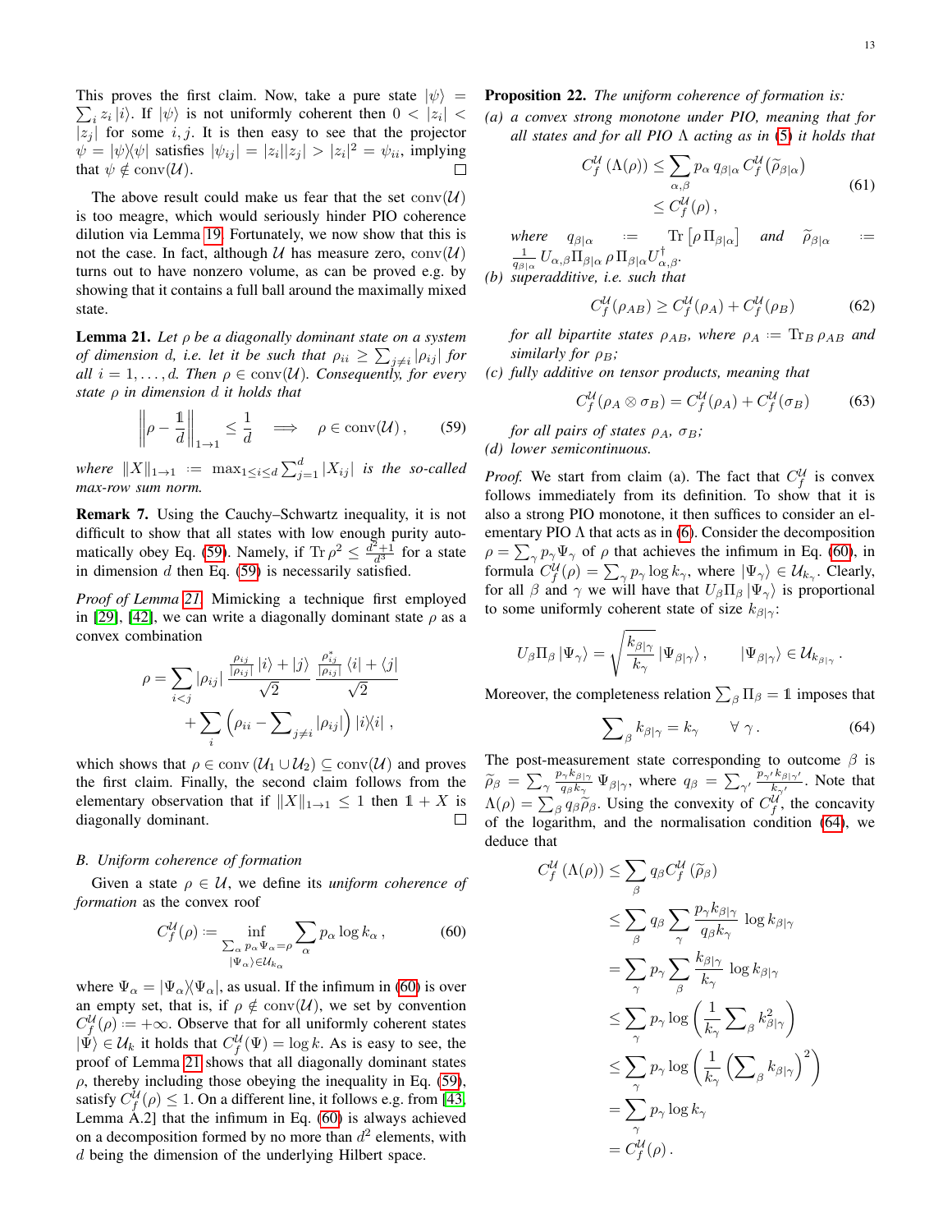This proves the first claim. Now, take a pure state $|\psi\rangle = \sum_i z_i |i\rangle$. If $|\psi\rangle$ is not uniformly coherent then $0 < |z_i| < |z_j|$ for some $i, j$. It is then easy to see that the projector $\psi = |\psi\rangle\!\langle\psi|$ satisfies $|\psi_{ij}| = |z_i||z_j| > |z_i|^2 = \psi_{ii}$, implying that $\psi \notin \mathrm{conv}(\mathcal{U})$. □

The above result could make us fear that the set $\mathrm{conv}(\mathcal{U})$ is too meagre, which would seriously hinder PIO coherence dilution via Lemma 19. Fortunately, we now show that this is not the case. In fact, although $\mathcal{U}$ has measure zero, $\mathrm{conv}(\mathcal{U})$ turns out to have nonzero volume, as can be proved e.g. by showing that it contains a full ball around the maximally mixed state.

**Lemma 21.** *Let $\rho$ be a diagonally dominant state on a system of dimension $d$, i.e. let it be such that $\rho_{ii} \geq \sum_{j\neq i} |\rho_{ij}|$ for all $i = 1, \ldots, d$. Then $\rho \in \mathrm{conv}(\mathcal{U})$. Consequently, for every state $\rho$ in dimension $d$ it holds that*

$$\left\| \rho - \frac{\mathbb{1}}{d} \right\|_{1\to 1} \leq \frac{1}{d} \quad \Longrightarrow \quad \rho \in \mathrm{conv}(\mathcal{U}) , \tag{59}$$

*where $\|X\|_{1\to 1} := \max_{1\leq i\leq d} \sum_{j=1}^{d} |X_{ij}|$ is the so-called max-row sum norm.*

**Remark 7.** Using the Cauchy–Schwartz inequality, it is not difficult to show that all states with low enough purity automatically obey Eq. (59). Namely, if $\mathrm{Tr}\,\rho^2 \leq \frac{d^2+1}{d^3}$ for a state in dimension $d$ then Eq. (59) is necessarily satisfied.

*Proof of Lemma 21.* Mimicking a technique first employed in [29], [42], we can write a diagonally dominant state $\rho$ as a convex combination

$$\begin{aligned}\rho = \sum_{i<j} |\rho_{ij}|\, &\frac{\frac{\rho_{ij}}{|\rho_{ij}|}\,|i\rangle + |j\rangle}{\sqrt{2}}\; \frac{\frac{\rho_{ij}^*}{|\rho_{ij}|}\,\langle i| + \langle j|}{\sqrt{2}} \\ &+ \sum_i \left(\rho_{ii} - \sum\nolimits_{j\neq i} |\rho_{ij}|\right) |i\rangle\!\langle i| \,,\end{aligned}$$

which shows that $\rho \in \mathrm{conv}\left(\mathcal{U}_1 \cup \mathcal{U}_2\right) \subseteq \mathrm{conv}(\mathcal{U})$ and proves the first claim. Finally, the second claim follows from the elementary observation that if $\|X\|_{1\to 1} \leq 1$ then $\mathbb{1} + X$ is diagonally dominant. □

### B. Uniform coherence of formation

Given a state $\rho \in \mathcal{U}$, we define its *uniform coherence of formation* as the convex roof

$$C_f^{\mathcal{U}}(\rho) := \inf_{\substack{\sum_\alpha p_\alpha \Psi_\alpha = \rho \\ |\Psi_\alpha\rangle \in \mathcal{U}_{k_\alpha}}} \sum_\alpha p_\alpha \log k_\alpha \,, \tag{60}$$

where $\Psi_\alpha = |\Psi_\alpha\rangle\!\langle\Psi_\alpha|$, as usual. If the infimum in (60) is over an empty set, that is, if $\rho \notin \mathrm{conv}(\mathcal{U})$, we set by convention $C_f^{\mathcal{U}}(\rho) := +\infty$. Observe that for all uniformly coherent states $|\Psi\rangle \in \mathcal{U}_k$ it holds that $C_f^{\mathcal{U}}(\Psi) = \log k$. As is easy to see, the proof of Lemma 21 shows that all diagonally dominant states $\rho$, thereby including those obeying the inequality in Eq. (59), satisfy $C_f^{\mathcal{U}}(\rho) \leq 1$. On a different line, it follows e.g. from [43, Lemma A.2] that the infimum in Eq. (60) is always achieved on a decomposition formed by no more than $d^2$ elements, with $d$ being the dimension of the underlying Hilbert space.

**Proposition 22.** *The uniform coherence of formation is:*

*(a) a convex strong monotone under PIO, meaning that for all states and for all PIO $\Lambda$ acting as in (5) it holds that*

$$\begin{aligned} C_f^{\mathcal{U}}\left(\Lambda(\rho)\right) &\leq \sum_{\alpha,\beta} p_\alpha\, q_{\beta|\alpha}\, C_f^{\mathcal{U}}\left(\widetilde{\rho}_{\beta|\alpha}\right) \\ &\leq C_f^{\mathcal{U}}(\rho)\,, \end{aligned} \tag{61}$$

*where $q_{\beta|\alpha} := \mathrm{Tr}\left[\rho\, \Pi_{\beta|\alpha}\right]$ and $\widetilde{\rho}_{\beta|\alpha} := \frac{1}{q_{\beta|\alpha}}\, U_{\alpha,\beta} \Pi_{\beta|\alpha}\, \rho\, \Pi_{\beta|\alpha} U_{\alpha,\beta}^\dagger$.*

*(b) superadditive, i.e. such that*

$$C_f^{\mathcal{U}}(\rho_{AB}) \geq C_f^{\mathcal{U}}(\rho_A) + C_f^{\mathcal{U}}(\rho_B) \tag{62}$$

*for all bipartite states $\rho_{AB}$, where $\rho_A := \mathrm{Tr}_B\, \rho_{AB}$ and similarly for $\rho_B$;*

*(c) fully additive on tensor products, meaning that*

$$C_f^{\mathcal{U}}(\rho_A \otimes \sigma_B) = C_f^{\mathcal{U}}(\rho_A) + C_f^{\mathcal{U}}(\sigma_B) \tag{63}$$

*for all pairs of states $\rho_A$, $\sigma_B$;*

*(d) lower semicontinuous.*

*Proof.* We start from claim (a). The fact that $C_f^{\mathcal{U}}$ is convex follows immediately from its definition. To show that it is also a strong PIO monotone, it then suffices to consider an elementary PIO $\Lambda$ that acts as in (6). Consider the decomposition $\rho = \sum_\gamma p_\gamma \Psi_\gamma$ of $\rho$ that achieves the infimum in Eq. (60), in formula $C_f^{\mathcal{U}}(\rho) = \sum_\gamma p_\gamma \log k_\gamma$, where $|\Psi_\gamma\rangle \in \mathcal{U}_{k_\gamma}$. Clearly, for all $\beta$ and $\gamma$ we will have that $U_\beta \Pi_\beta |\Psi_\gamma\rangle$ is proportional to some uniformly coherent state of size $k_{\beta|\gamma}$:

$$U_\beta \Pi_\beta \left|\Psi_\gamma\right\rangle = \sqrt{\frac{k_{\beta|\gamma}}{k_\gamma}}\, |\Psi_{\beta|\gamma}\rangle\,, \qquad |\Psi_{\beta|\gamma}\rangle \in \mathcal{U}_{k_{\beta|\gamma}}\,.$$

Moreover, the completeness relation $\sum_\beta \Pi_\beta = \mathbb{1}$ imposes that

$$\sum\nolimits_\beta k_{\beta|\gamma} = k_\gamma \qquad \forall\ \gamma\,. \tag{64}$$

The post-measurement state corresponding to outcome $\beta$ is $\widetilde{\rho}_\beta = \sum_\gamma \frac{p_\gamma k_{\beta|\gamma}}{q_\beta k_\gamma}\, \Psi_{\beta|\gamma}$, where $q_\beta = \sum_{\gamma'} \frac{p_{\gamma'} k_{\beta|\gamma'}}{k_{\gamma'}}$. Note that $\Lambda(\rho) = \sum_\beta q_\beta \widetilde{\rho}_\beta$. Using the convexity of $C_f^{\mathcal{U}}$, the concavity of the logarithm, and the normalisation condition (64), we deduce that

$$\begin{aligned} C_f^{\mathcal{U}}\left(\Lambda(\rho)\right) &\leq \sum_\beta q_\beta C_f^{\mathcal{U}}\left(\widetilde{\rho}_\beta\right) \\ &\leq \sum_\beta q_\beta \sum_\gamma \frac{p_\gamma k_{\beta|\gamma}}{q_\beta k_\gamma}\, \log k_{\beta|\gamma} \\ &= \sum_\gamma p_\gamma \sum_\beta \frac{k_{\beta|\gamma}}{k_\gamma}\, \log k_{\beta|\gamma} \\ &\leq \sum_\gamma p_\gamma \log\left(\frac{1}{k_\gamma} \sum\nolimits_\beta k_{\beta|\gamma}^2\right) \\ &\leq \sum_\gamma p_\gamma \log\left(\frac{1}{k_\gamma} \left(\sum\nolimits_\beta k_{\beta|\gamma}\right)^2\right) \\ &= \sum_\gamma p_\gamma \log k_\gamma \\ &= C_f^{\mathcal{U}}(\rho)\,. \end{aligned}$$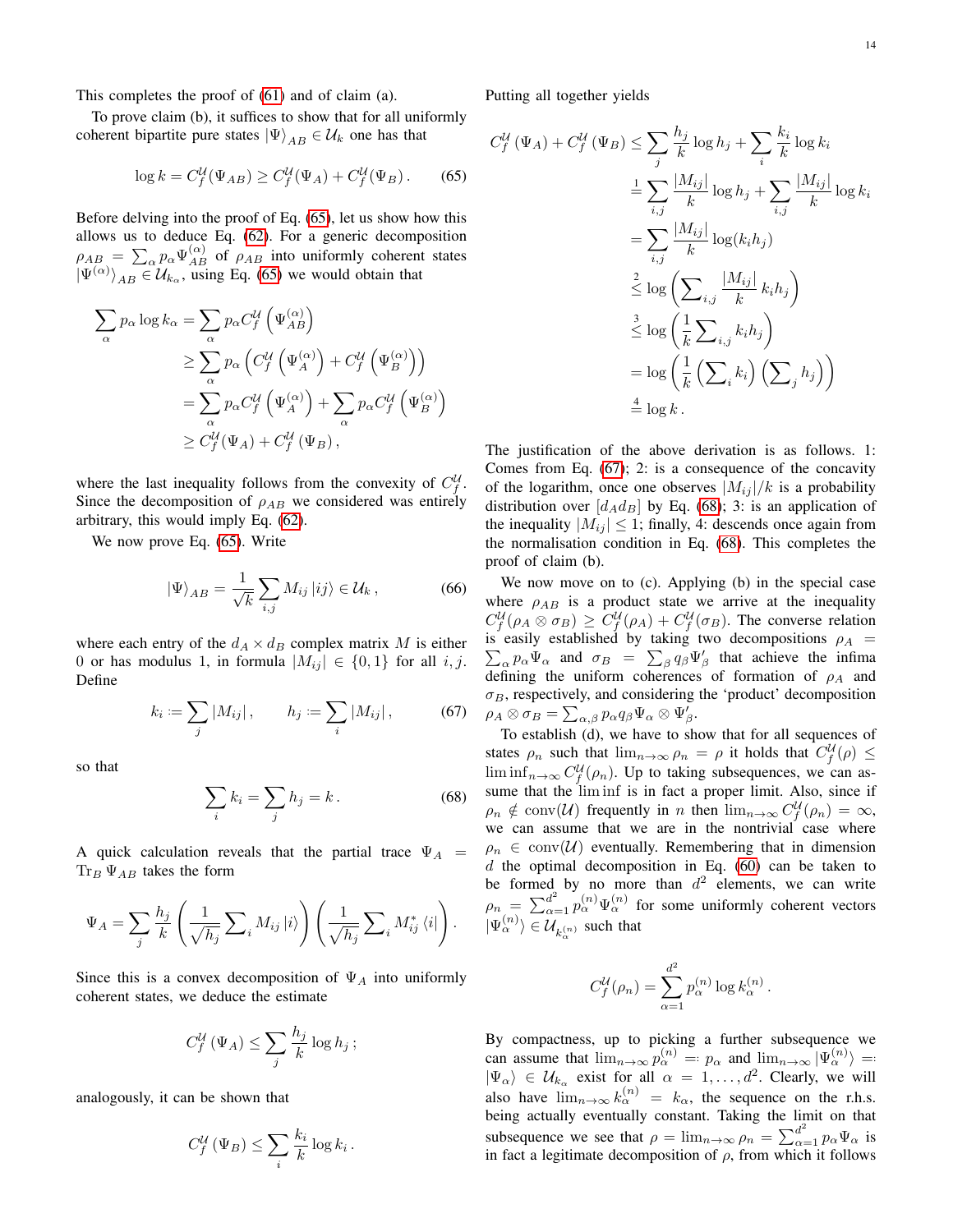This completes the proof of (61) and of claim (a).

To prove claim (b), it suffices to show that for all uniformly coherent bipartite pure states $|\Psi\rangle_{AB} \in \mathcal{U}_k$ one has that

$$\log k = C_f^{\mathcal{U}}(\Psi_{AB}) \geq C_f^{\mathcal{U}}(\Psi_A) + C_f^{\mathcal{U}}(\Psi_B) . \tag{65}$$

Before delving into the proof of Eq. (65), let us show how this allows us to deduce Eq. (62). For a generic decomposition $\rho_{AB} = \sum_\alpha p_\alpha \Psi_{AB}^{(\alpha)}$ of $\rho_{AB}$ into uniformly coherent states $|\Psi^{(\alpha)}\rangle_{AB} \in \mathcal{U}_{k_\alpha}$, using Eq. (65) we would obtain that

$$\begin{aligned}
\sum_\alpha p_\alpha \log k_\alpha &= \sum_\alpha p_\alpha C_f^{\mathcal{U}}\left(\Psi_{AB}^{(\alpha)}\right) \\
&\geq \sum_\alpha p_\alpha \left( C_f^{\mathcal{U}}\left(\Psi_A^{(\alpha)}\right) + C_f^{\mathcal{U}}\left(\Psi_B^{(\alpha)}\right)\right) \\
&= \sum_\alpha p_\alpha C_f^{\mathcal{U}}\left(\Psi_A^{(\alpha)}\right) + \sum_\alpha p_\alpha C_f^{\mathcal{U}}\left(\Psi_B^{(\alpha)}\right) \\
&\geq C_f^{\mathcal{U}}(\Psi_A) + C_f^{\mathcal{U}}(\Psi_B) ,
\end{aligned}$$

where the last inequality follows from the convexity of $C_f^{\mathcal{U}}$. Since the decomposition of $\rho_{AB}$ we considered was entirely arbitrary, this would imply Eq. (62).

We now prove Eq. (65). Write

$$|\Psi\rangle_{AB} = \frac{1}{\sqrt{k}} \sum_{i,j} M_{ij} |ij\rangle \in \mathcal{U}_k , \tag{66}$$

where each entry of the $d_A \times d_B$ complex matrix $M$ is either 0 or has modulus 1, in formula $|M_{ij}| \in \{0, 1\}$ for all $i, j$. Define

$$k_i := \sum_j |M_{ij}| , \qquad h_j := \sum_i |M_{ij}| , \tag{67}$$

so that

$$\sum_i k_i = \sum_j h_j = k . \tag{68}$$

A quick calculation reveals that the partial trace $\Psi_A = \operatorname{Tr}_B \Psi_{AB}$ takes the form

$$\Psi_A = \sum_j \frac{h_j}{k} \left( \frac{1}{\sqrt{h_j}} \sum\nolimits_i M_{ij} |i\rangle \right) \left( \frac{1}{\sqrt{h_j}} \sum\nolimits_i M_{ij}^* \langle i| \right) .$$

Since this is a convex decomposition of $\Psi_A$ into uniformly coherent states, we deduce the estimate

$$C_f^{\mathcal{U}}(\Psi_A) \leq \sum_j \frac{h_j}{k} \log h_j ;$$

analogously, it can be shown that

$$C_f^{\mathcal{U}}(\Psi_B) \leq \sum_i \frac{k_i}{k} \log k_i .$$

Putting all together yields

$$\begin{aligned}
C_f^{\mathcal{U}}(\Psi_A) + C_f^{\mathcal{U}}(\Psi_B) &\leq \sum_j \frac{h_j}{k} \log h_j + \sum_i \frac{k_i}{k} \log k_i \\
&\overset{1}{=} \sum_{i,j} \frac{|M_{ij}|}{k} \log h_j + \sum_{i,j} \frac{|M_{ij}|}{k} \log k_i \\
&= \sum_{i,j} \frac{|M_{ij}|}{k} \log(k_i h_j) \\
&\overset{2}{\leq} \log\left( \sum\nolimits_{i,j} \frac{|M_{ij}|}{k} k_i h_j \right) \\
&\overset{3}{\leq} \log\left( \frac{1}{k} \sum\nolimits_{i,j} k_i h_j \right) \\
&= \log\left( \frac{1}{k} \left(\sum\nolimits_i k_i\right) \left(\sum\nolimits_j h_j\right) \right) \\
&\overset{4}{=} \log k .
\end{aligned}$$

The justification of the above derivation is as follows. 1: Comes from Eq. (67); 2: is a consequence of the concavity of the logarithm, once one observes $|M_{ij}|/k$ is a probability distribution over $[d_A d_B]$ by Eq. (68); 3: is an application of the inequality $|M_{ij}| \leq 1$; finally, 4: descends once again from the normalisation condition in Eq. (68). This completes the proof of claim (b).

We now move on to (c). Applying (b) in the special case where $\rho_{AB}$ is a product state we arrive at the inequality $C_f^{\mathcal{U}}(\rho_A \otimes \sigma_B) \geq C_f^{\mathcal{U}}(\rho_A) + C_f^{\mathcal{U}}(\sigma_B)$. The converse relation is easily established by taking two decompositions $\rho_A = \sum_\alpha p_\alpha \Psi_\alpha$ and $\sigma_B = \sum_\beta q_\beta \Psi'_\beta$ that achieve the infima defining the uniform coherences of formation of $\rho_A$ and $\sigma_B$, respectively, and considering the 'product' decomposition $\rho_A \otimes \sigma_B = \sum_{\alpha,\beta} p_\alpha q_\beta \Psi_\alpha \otimes \Psi'_\beta$.

To establish (d), we have to show that for all sequences of states $\rho_n$ such that $\lim_{n\to\infty} \rho_n = \rho$ it holds that $C_f^{\mathcal{U}}(\rho) \leq \liminf_{n\to\infty} C_f^{\mathcal{U}}(\rho_n)$. Up to taking subsequences, we can assume that the $\liminf$ is in fact a proper limit. Also, since if $\rho_n \notin \operatorname{conv}(\mathcal{U})$ frequently in $n$ then $\lim_{n\to\infty} C_f^{\mathcal{U}}(\rho_n) = \infty$, we can assume that we are in the nontrivial case where $\rho_n \in \operatorname{conv}(\mathcal{U})$ eventually. Remembering that in dimension $d$ the optimal decomposition in Eq. (60) can be taken to be formed by no more than $d^2$ elements, we can write $\rho_n = \sum_{\alpha=1}^{d^2} p_\alpha^{(n)} \Psi_\alpha^{(n)}$ for some uniformly coherent vectors $|\Psi_\alpha^{(n)}\rangle \in \mathcal{U}_{k_\alpha^{(n)}}$ such that

$$C_f^{\mathcal{U}}(\rho_n) = \sum_{\alpha=1}^{d^2} p_\alpha^{(n)} \log k_\alpha^{(n)} .$$

By compactness, up to picking a further subsequence we can assume that $\lim_{n\to\infty} p_\alpha^{(n)} =: p_\alpha$ and $\lim_{n\to\infty} |\Psi_\alpha^{(n)}\rangle =: |\Psi_\alpha\rangle \in \mathcal{U}_{k_\alpha}$ exist for all $\alpha = 1, \ldots, d^2$. Clearly, we will also have $\lim_{n\to\infty} k_\alpha^{(n)} = k_\alpha$, the sequence on the r.h.s. being actually eventually constant. Taking the limit on that subsequence we see that $\rho = \lim_{n\to\infty} \rho_n = \sum_{\alpha=1}^{d^2} p_\alpha \Psi_\alpha$ is in fact a legitimate decomposition of $\rho$, from which it follows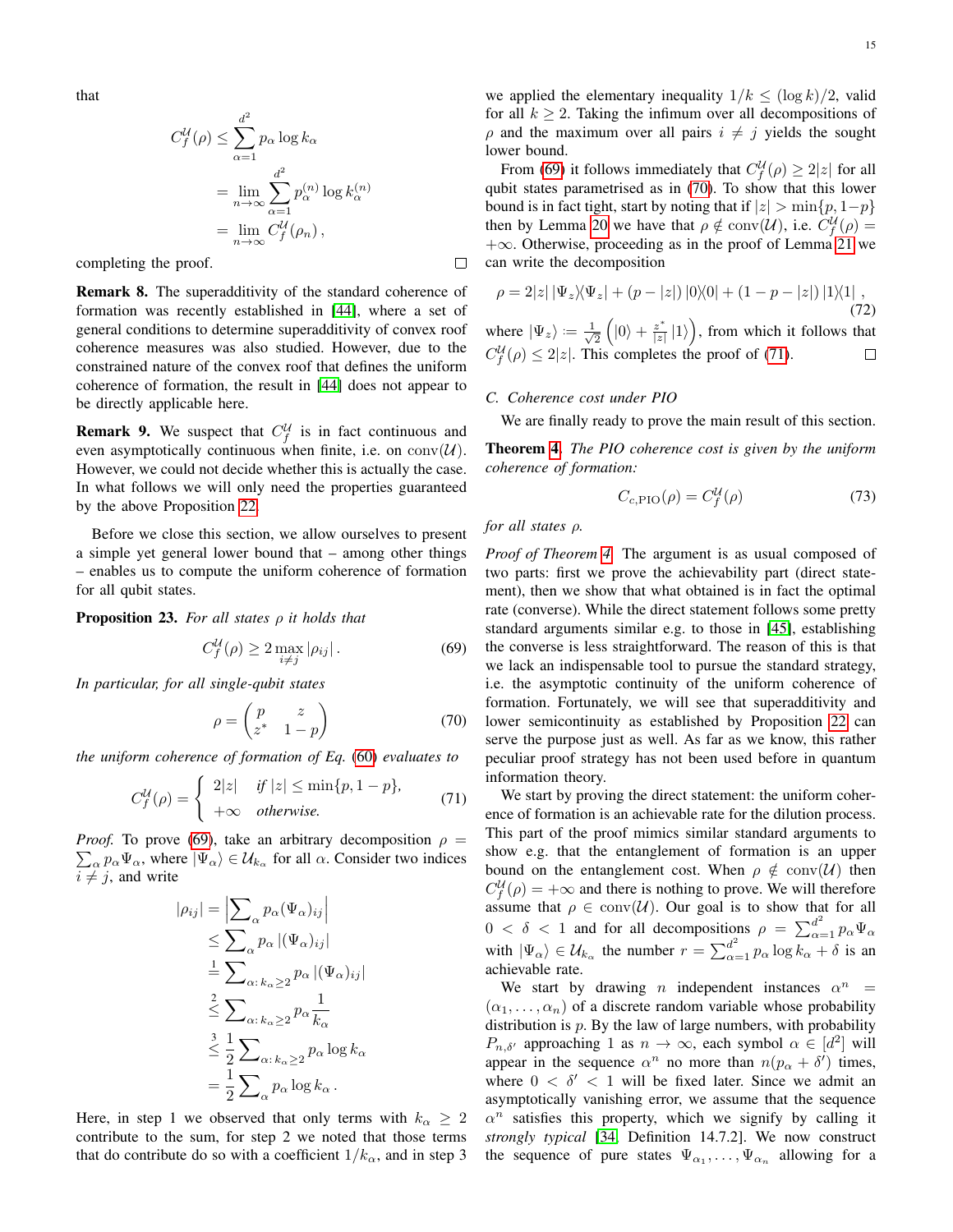that

$$
\begin{aligned}
C_f^{\mathcal{U}}(\rho) &\leq \sum_{\alpha=1}^{d^2} p_\alpha \log k_\alpha \\
&= \lim_{n\to\infty} \sum_{\alpha=1}^{d^2} p_\alpha^{(n)} \log k_\alpha^{(n)} \\
&= \lim_{n\to\infty} C_f^{\mathcal{U}}(\rho_n)\,,
\end{aligned}
$$

completing the proof. □

**Remark 8.** The superadditivity of the standard coherence of formation was recently established in [44], where a set of general conditions to determine superadditivity of convex roof coherence measures was also studied. However, due to the constrained nature of the convex roof that defines the uniform coherence of formation, the result in [44] does not appear to be directly applicable here.

**Remark 9.** We suspect that $C_f^{\mathcal{U}}$ is in fact continuous and even asymptotically continuous when finite, i.e. on $\mathrm{conv}(\mathcal{U})$. However, we could not decide whether this is actually the case. In what follows we will only need the properties guaranteed by the above Proposition 22.

Before we close this section, we allow ourselves to present a simple yet general lower bound that – among other things – enables us to compute the uniform coherence of formation for all qubit states.

**Proposition 23.** *For all states $\rho$ it holds that*

$$
C_f^{\mathcal{U}}(\rho) \geq 2\max_{i\neq j} |\rho_{ij}|\,. \tag{69}
$$

*In particular, for all single-qubit states*

$$
\rho = \begin{pmatrix} p & z \\ z^* & 1-p \end{pmatrix} \tag{70}
$$

*the uniform coherence of formation of Eq. (60) evaluates to*

$$
C_f^{\mathcal{U}}(\rho) = \begin{cases} 2|z| & \text{if } |z| \leq \min\{p, 1-p\}, \\ +\infty & \text{otherwise.} \end{cases} \tag{71}
$$

*Proof.* To prove (69), take an arbitrary decomposition $\rho = \sum_\alpha p_\alpha \Psi_\alpha$, where $|\Psi_\alpha\rangle \in \mathcal{U}_{k_\alpha}$ for all $\alpha$. Consider two indices $i \neq j$, and write

$$
\begin{aligned}
|\rho_{ij}| &= \left|\sum\nolimits_\alpha p_\alpha (\Psi_\alpha)_{ij}\right| \\
&\leq \sum\nolimits_\alpha p_\alpha \left|(\Psi_\alpha)_{ij}\right| \\
&\overset{1}{=} \sum\nolimits_{\alpha:\, k_\alpha \geq 2} p_\alpha \left|(\Psi_\alpha)_{ij}\right| \\
&\overset{2}{\leq} \sum\nolimits_{\alpha:\, k_\alpha \geq 2} p_\alpha \frac{1}{k_\alpha} \\
&\overset{3}{\leq} \frac{1}{2} \sum\nolimits_{\alpha:\, k_\alpha \geq 2} p_\alpha \log k_\alpha \\
&= \frac{1}{2} \sum\nolimits_\alpha p_\alpha \log k_\alpha\,.
\end{aligned}
$$

Here, in step 1 we observed that only terms with $k_\alpha \geq 2$ contribute to the sum, for step 2 we noted that those terms that do contribute do so with a coefficient $1/k_\alpha$, and in step 3 we applied the elementary inequality $1/k \leq (\log k)/2$, valid for all $k \geq 2$. Taking the infimum over all decompositions of $\rho$ and the maximum over all pairs $i \neq j$ yields the sought lower bound.

From (69) it follows immediately that $C_f^{\mathcal{U}}(\rho) \geq 2|z|$ for all qubit states parametrised as in (70). To show that this lower bound is in fact tight, start by noting that if $|z| > \min\{p, 1-p\}$ then by Lemma 20 we have that $\rho \notin \mathrm{conv}(\mathcal{U})$, i.e. $C_f^{\mathcal{U}}(\rho) = +\infty$. Otherwise, proceeding as in the proof of Lemma 21 we can write the decomposition

$$
\rho = 2|z|\, |\Psi_z\rangle\!\langle\Psi_z| + (p-|z|)\, |0\rangle\!\langle 0| + (1-p-|z|)\, |1\rangle\!\langle 1|\,, \tag{72}
$$

where $|\Psi_z\rangle \coloneqq \frac{1}{\sqrt{2}}\left(|0\rangle + \frac{z^*}{|z|}|1\rangle\right)$, from which it follows that $C_f^{\mathcal{U}}(\rho) \leq 2|z|$. This completes the proof of (71). □

### C. Coherence cost under PIO

We are finally ready to prove the main result of this section.

**Theorem 4.** *The PIO coherence cost is given by the uniform coherence of formation:*

$$
C_{c,\mathrm{PIO}}(\rho) = C_f^{\mathcal{U}}(\rho) \tag{73}
$$

*for all states $\rho$.*

*Proof of Theorem 4.* The argument is as usual composed of two parts: first we prove the achievability part (direct statement), then we show that what obtained is in fact the optimal rate (converse). While the direct statement follows some pretty standard arguments similar e.g. to those in [45], establishing the converse is less straightforward. The reason of this is that we lack an indispensable tool to pursue the standard strategy, i.e. the asymptotic continuity of the uniform coherence of formation. Fortunately, we will see that superadditivity and lower semicontinuity as established by Proposition 22 can serve the purpose just as well. As far as we know, this rather peculiar proof strategy has not been used before in quantum information theory.

We start by proving the direct statement: the uniform coherence of formation is an achievable rate for the dilution process. This part of the proof mimics similar arguments to show e.g. that the entanglement of formation is an upper bound on the entanglement cost. When $\rho \notin \mathrm{conv}(\mathcal{U})$ then $C_f^{\mathcal{U}}(\rho) = +\infty$ and there is nothing to prove. We will therefore assume that $\rho \in \mathrm{conv}(\mathcal{U})$. Our goal is to show that for all $0 < \delta < 1$ and for all decompositions $\rho = \sum_{\alpha=1}^{d^2} p_\alpha \Psi_\alpha$ with $|\Psi_\alpha\rangle \in \mathcal{U}_{k_\alpha}$ the number $r = \sum_{\alpha=1}^{d^2} p_\alpha \log k_\alpha + \delta$ is an achievable rate.

We start by drawing $n$ independent instances $\alpha^n = (\alpha_1, \ldots, \alpha_n)$ of a discrete random variable whose probability distribution is $p$. By the law of large numbers, with probability $P_{n,\delta'}$ approaching 1 as $n \to \infty$, each symbol $\alpha \in [d^2]$ will appear in the sequence $\alpha^n$ no more than $n(p_\alpha + \delta')$ times, where $0 < \delta' < 1$ will be fixed later. Since we admit an asymptotically vanishing error, we assume that the sequence $\alpha^n$ satisfies this property, which we signify by calling it *strongly typical* [34, Definition 14.7.2]. We now construct the sequence of pure states $\Psi_{\alpha_1}, \ldots, \Psi_{\alpha_n}$ allowing for a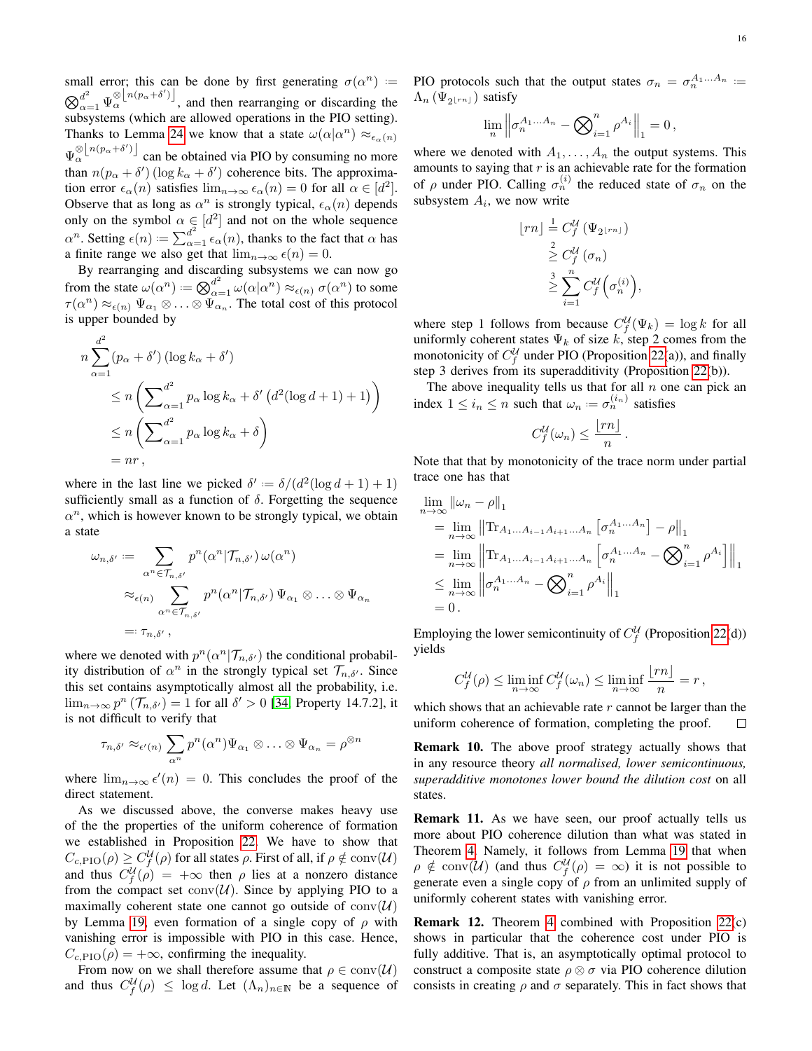small error; this can be done by first generating $\sigma(\alpha^n) := \bigotimes_{\alpha=1}^{d^2} \Psi_\alpha^{\otimes \lfloor n(p_\alpha+\delta')\rfloor}$, and then rearranging or discarding the subsystems (which are allowed operations in the PIO setting). Thanks to Lemma 24 we know that a state $\omega(\alpha|\alpha^n) \approx_{\epsilon_\alpha(n)} \Psi_\alpha^{\otimes \lfloor n(p_\alpha+\delta')\rfloor}$ can be obtained via PIO by consuming no more than $n(p_\alpha+\delta')\left(\log k_\alpha + \delta'\right)$ coherence bits. The approximation error $\epsilon_\alpha(n)$ satisfies $\lim_{n\to\infty}\epsilon_\alpha(n) = 0$ for all $\alpha\in[d^2]$. Observe that as long as $\alpha^n$ is strongly typical, $\epsilon_\alpha(n)$ depends only on the symbol $\alpha\in[d^2]$ and not on the whole sequence $\alpha^n$. Setting $\epsilon(n) := \sum_{\alpha=1}^{d^2}\epsilon_\alpha(n)$, thanks to the fact that $\alpha$ has a finite range we also get that $\lim_{n\to\infty}\epsilon(n) = 0$.

By rearranging and discarding subsystems we can now go from the state $\omega(\alpha^n) := \bigotimes_{\alpha=1}^{d^2}\omega(\alpha|\alpha^n) \approx_{\epsilon(n)} \sigma(\alpha^n)$ to some $\tau(\alpha^n)\approx_{\epsilon(n)} \Psi_{\alpha_1}\otimes\ldots\otimes\Psi_{\alpha_n}$. The total cost of this protocol is upper bounded by

$$
\begin{aligned}
n&\sum_{\alpha=1}^{d^2}(p_\alpha+\delta')\left(\log k_\alpha+\delta'\right)\\
&\leq n\left(\sum_{\alpha=1}^{d^2} p_\alpha \log k_\alpha + \delta'\left(d^2(\log d+1)+1\right)\right)\\
&\leq n\left(\sum_{\alpha=1}^{d^2} p_\alpha\log k_\alpha + \delta\right)\\
&= nr\,,
\end{aligned}
$$

where in the last line we picked $\delta' := \delta/(d^2(\log d+1)+1)$ sufficiently small as a function of $\delta$. Forgetting the sequence $\alpha^n$, which is however known to be strongly typical, we obtain a state

$$
\begin{aligned}
\omega_{n,\delta'} &:= \sum_{\alpha^n\in\mathcal{T}_{n,\delta'}} p^n(\alpha^n|\mathcal{T}_{n,\delta'})\,\omega(\alpha^n)\\
&\approx_{\epsilon(n)} \sum_{\alpha^n\in\mathcal{T}_{n,\delta'}} p^n(\alpha^n|\mathcal{T}_{n,\delta'})\,\Psi_{\alpha_1}\otimes\ldots\otimes\Psi_{\alpha_n}\\
&=: \tau_{n,\delta'}\,,
\end{aligned}
$$

where we denoted with $p^n(\alpha^n|\mathcal{T}_{n,\delta'})$ the conditional probability distribution of $\alpha^n$ in the strongly typical set $\mathcal{T}_{n,\delta'}$. Since this set contains asymptotically almost all the probability, i.e. $\lim_{n\to\infty} p^n\left(\mathcal{T}_{n,\delta'}\right) = 1$ for all $\delta'>0$ [34, Property 14.7.2], it is not difficult to verify that

$$
\tau_{n,\delta'} \approx_{\epsilon'(n)} \sum_{\alpha^n} p^n(\alpha^n)\Psi_{\alpha_1}\otimes\ldots\otimes\Psi_{\alpha_n} = \rho^{\otimes n}
$$

where $\lim_{n\to\infty}\epsilon'(n) = 0$. This concludes the proof of the direct statement.

As we discussed above, the converse makes heavy use of the the properties of the uniform coherence of formation we established in Proposition 22. We have to show that $C_{c,\mathrm{PIO}}(\rho)\geq C_f^{\mathcal{U}}(\rho)$ for all states $\rho$. First of all, if $\rho\notin\mathrm{conv}(\mathcal{U})$ and thus $C_f^{\mathcal{U}}(\rho) = +\infty$ then $\rho$ lies at a nonzero distance from the compact set $\mathrm{conv}(\mathcal{U})$. Since by applying PIO to a maximally coherent state one cannot go outside of $\mathrm{conv}(\mathcal{U})$ by Lemma 19, even formation of a single copy of $\rho$ with vanishing error is impossible with PIO in this case. Hence, $C_{c,\mathrm{PIO}}(\rho) = +\infty$, confirming the inequality.

From now on we shall therefore assume that $\rho\in\mathrm{conv}(\mathcal{U})$ and thus $C_f^{\mathcal{U}}(\rho)\leq\log d$. Let $(\Lambda_n)_{n\in\mathbb{N}}$ be a sequence of PIO protocols such that the output states $\sigma_n = \sigma_n^{A_1\ldots A_n} := \Lambda_n\left(\Psi_{2^{\lfloor rn\rfloor}}\right)$ satisfy

$$
\lim_n\left\|\sigma_n^{A_1\ldots A_n} - \bigotimes_{i=1}^n \rho^{A_i}\right\|_1 = 0\,,
$$

where we denoted with $A_1,\ldots,A_n$ the output systems. This amounts to saying that $r$ is an achievable rate for the formation of $\rho$ under PIO. Calling $\sigma_n^{(i)}$ the reduced state of $\sigma_n$ on the subsystem $A_i$, we now write

$$
\begin{aligned}
\lfloor rn\rfloor &\overset{1}{=} C_f^{\mathcal{U}}\left(\Psi_{2^{\lfloor rn\rfloor}}\right)\\
&\overset{2}{\geq} C_f^{\mathcal{U}}\left(\sigma_n\right)\\
&\overset{3}{\geq} \sum_{i=1}^n C_f^{\mathcal{U}}\left(\sigma_n^{(i)}\right),
\end{aligned}
$$

where step 1 follows from because $C_f^{\mathcal{U}}(\Psi_k) = \log k$ for all uniformly coherent states $\Psi_k$ of size $k$, step 2 comes from the monotonicity of $C_f^{\mathcal{U}}$ under PIO (Proposition 22(a)), and finally step 3 derives from its superadditivity (Proposition 22(b)).

The above inequality tells us that for all $n$ one can pick an index $1\leq i_n\leq n$ such that $\omega_n := \sigma_n^{(i_n)}$ satisfies

$$
C_f^{\mathcal{U}}(\omega_n) \leq \frac{\lfloor rn\rfloor}{n}\,.
$$

Note that that by monotonicity of the trace norm under partial trace one has that

$$
\begin{aligned}
&\lim_{n\to\infty}\|\omega_n - \rho\|_1\\
&= \lim_{n\to\infty}\left\|\mathrm{Tr}_{A_1\ldots A_{i-1}A_{i+1}\ldots A_n}\left[\sigma_n^{A_1\ldots A_n}\right] - \rho\right\|_1\\
&= \lim_{n\to\infty}\left\|\mathrm{Tr}_{A_1\ldots A_{i-1}A_{i+1}\ldots A_n}\left[\sigma_n^{A_1\ldots A_n} - \bigotimes_{i=1}^n\rho^{A_i}\right]\right\|_1\\
&\leq \lim_{n\to\infty}\left\|\sigma_n^{A_1\ldots A_n} - \bigotimes_{i=1}^n\rho^{A_i}\right\|_1\\
&= 0\,.
\end{aligned}
$$

Employing the lower semicontinuity of $C_f^{\mathcal{U}}$ (Proposition 22(d)) yields

$$
C_f^{\mathcal{U}}(\rho) \leq \liminf_{n\to\infty} C_f^{\mathcal{U}}(\omega_n) \leq \liminf_{n\to\infty}\frac{\lfloor rn\rfloor}{n} = r\,,
$$

which shows that an achievable rate $r$ cannot be larger than the uniform coherence of formation, completing the proof. $\square$

**Remark 10.** The above proof strategy actually shows that in any resource theory *all normalised, lower semicontinuous, superadditive monotones lower bound the dilution cost* on all states.

**Remark 11.** As we have seen, our proof actually tells us more about PIO coherence dilution than what was stated in Theorem 4. Namely, it follows from Lemma 19 that when $\rho\notin\mathrm{conv}(\mathcal{U})$ (and thus $C_f^{\mathcal{U}}(\rho) = \infty$) it is not possible to generate even a single copy of $\rho$ from an unlimited supply of uniformly coherent states with vanishing error.

**Remark 12.** Theorem 4 combined with Proposition 22(c) shows in particular that the coherence cost under PIO is fully additive. That is, an asymptotically optimal protocol to construct a composite state $\rho\otimes\sigma$ via PIO coherence dilution consists in creating $\rho$ and $\sigma$ separately. This in fact shows that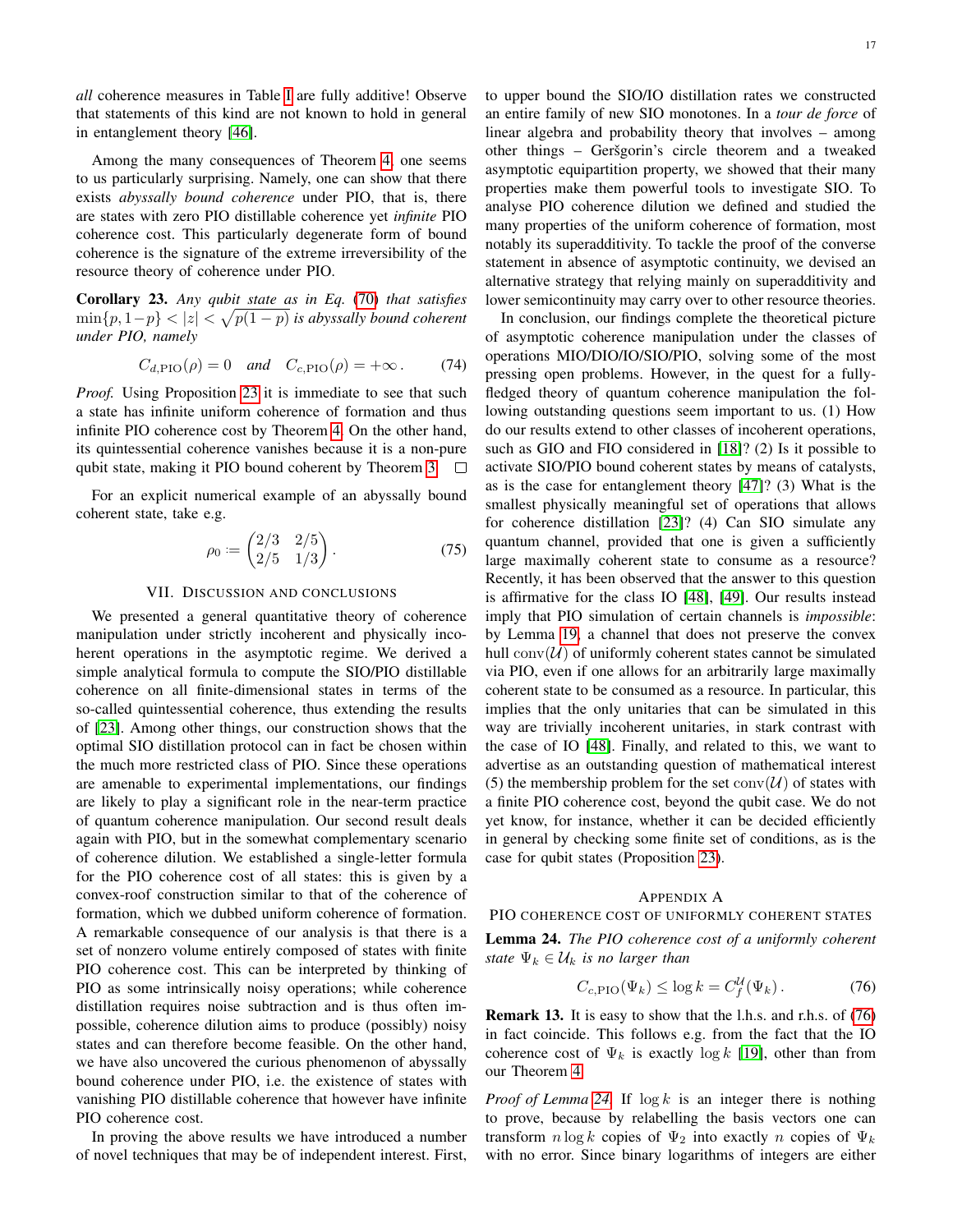*all* coherence measures in Table I are fully additive! Observe that statements of this kind are not known to hold in general in entanglement theory [46].

Among the many consequences of Theorem 4, one seems to us particularly surprising. Namely, one can show that there exists *abyssally bound coherence* under PIO, that is, there are states with zero PIO distillable coherence yet *infinite* PIO coherence cost. This particularly degenerate form of bound coherence is the signature of the extreme irreversibility of the resource theory of coherence under PIO.

**Corollary 23.** *Any qubit state as in Eq. (70) that satisfies* $\min\{p, 1-p\} < |z| < \sqrt{p(1-p)}$ *is abyssally bound coherent under PIO, namely*

$$C_{d,\mathrm{PIO}}(\rho) = 0 \quad \text{and} \quad C_{c,\mathrm{PIO}}(\rho) = +\infty \,. \tag{74}$$

*Proof.* Using Proposition 23 it is immediate to see that such a state has infinite uniform coherence of formation and thus infinite PIO coherence cost by Theorem 4. On the other hand, its quintessential coherence vanishes because it is a non-pure qubit state, making it PIO bound coherent by Theorem 3. □

For an explicit numerical example of an abyssally bound coherent state, take e.g.

$$\rho_0 := \begin{pmatrix} 2/3 & 2/5 \\ 2/5 & 1/3 \end{pmatrix}. \tag{75}$$

## VII. Discussion and Conclusions

We presented a general quantitative theory of coherence manipulation under strictly incoherent and physically incoherent operations in the asymptotic regime. We derived a simple analytical formula to compute the SIO/PIO distillable coherence on all finite-dimensional states in terms of the so-called quintessential coherence, thus extending the results of [23]. Among other things, our construction shows that the optimal SIO distillation protocol can in fact be chosen within the much more restricted class of PIO. Since these operations are amenable to experimental implementations, our findings are likely to play a significant role in the near-term practice of quantum coherence manipulation. Our second result deals again with PIO, but in the somewhat complementary scenario of coherence dilution. We established a single-letter formula for the PIO coherence cost of all states: this is given by a convex-roof construction similar to that of the coherence of formation, which we dubbed uniform coherence of formation. A remarkable consequence of our analysis is that there is a set of nonzero volume entirely composed of states with finite PIO coherence cost. This can be interpreted by thinking of PIO as some intrinsically noisy operations; while coherence distillation requires noise subtraction and is thus often impossible, coherence dilution aims to produce (possibly) noisy states and can therefore become feasible. On the other hand, we have also uncovered the curious phenomenon of abyssally bound coherence under PIO, i.e. the existence of states with vanishing PIO distillable coherence that however have infinite PIO coherence cost.

In proving the above results we have introduced a number of novel techniques that may be of independent interest. First, to upper bound the SIO/IO distillation rates we constructed an entire family of new SIO monotones. In a *tour de force* of linear algebra and probability theory that involves – among other things – Geršgorin's circle theorem and a tweaked asymptotic equipartition property, we showed that their many properties make them powerful tools to investigate SIO. To analyse PIO coherence dilution we defined and studied the many properties of the uniform coherence of formation, most notably its superadditivity. To tackle the proof of the converse statement in absence of asymptotic continuity, we devised an alternative strategy that relying mainly on superadditivity and lower semicontinuity may carry over to other resource theories.

In conclusion, our findings complete the theoretical picture of asymptotic coherence manipulation under the classes of operations MIO/DIO/IO/SIO/PIO, solving some of the most pressing open problems. However, in the quest for a fully-fledged theory of quantum coherence manipulation the following outstanding questions seem important to us. (1) How do our results extend to other classes of incoherent operations, such as GIO and FIO considered in [18]? (2) Is it possible to activate SIO/PIO bound coherent states by means of catalysts, as is the case for entanglement theory [47]? (3) What is the smallest physically meaningful set of operations that allows for coherence distillation [23]? (4) Can SIO simulate any quantum channel, provided that one is given a sufficiently large maximally coherent state to consume as a resource? Recently, it has been observed that the answer to this question is affirmative for the class IO [48], [49]. Our results instead imply that PIO simulation of certain channels is *impossible*: by Lemma 19, a channel that does not preserve the convex hull $\mathrm{conv}(\mathcal{U})$ of uniformly coherent states cannot be simulated via PIO, even if one allows for an arbitrarily large maximally coherent state to be consumed as a resource. In particular, this implies that the only unitaries that can be simulated in this way are trivially incoherent unitaries, in stark contrast with the case of IO [48]. Finally, and related to this, we want to advertise as an outstanding question of mathematical interest (5) the membership problem for the set $\mathrm{conv}(\mathcal{U})$ of states with a finite PIO coherence cost, beyond the qubit case. We do not yet know, for instance, whether it can be decided efficiently in general by checking some finite set of conditions, as is the case for qubit states (Proposition 23).

## Appendix A
## PIO Coherence Cost of Uniformly Coherent States

**Lemma 24.** *The PIO coherence cost of a uniformly coherent state* $\Psi_k \in \mathcal{U}_k$ *is no larger than*

$$C_{c,\mathrm{PIO}}(\Psi_k) \leq \log k = C_f^{\mathcal{U}}(\Psi_k)\,. \tag{76}$$

**Remark 13.** It is easy to show that the l.h.s. and r.h.s. of (76) in fact coincide. This follows e.g. from the fact that the IO coherence cost of $\Psi_k$ is exactly $\log k$ [19], other than from our Theorem 4.

*Proof of Lemma 24.* If $\log k$ is an integer there is nothing to prove, because by relabelling the basis vectors one can transform $n \log k$ copies of $\Psi_2$ into exactly $n$ copies of $\Psi_k$ with no error. Since binary logarithms of integers are either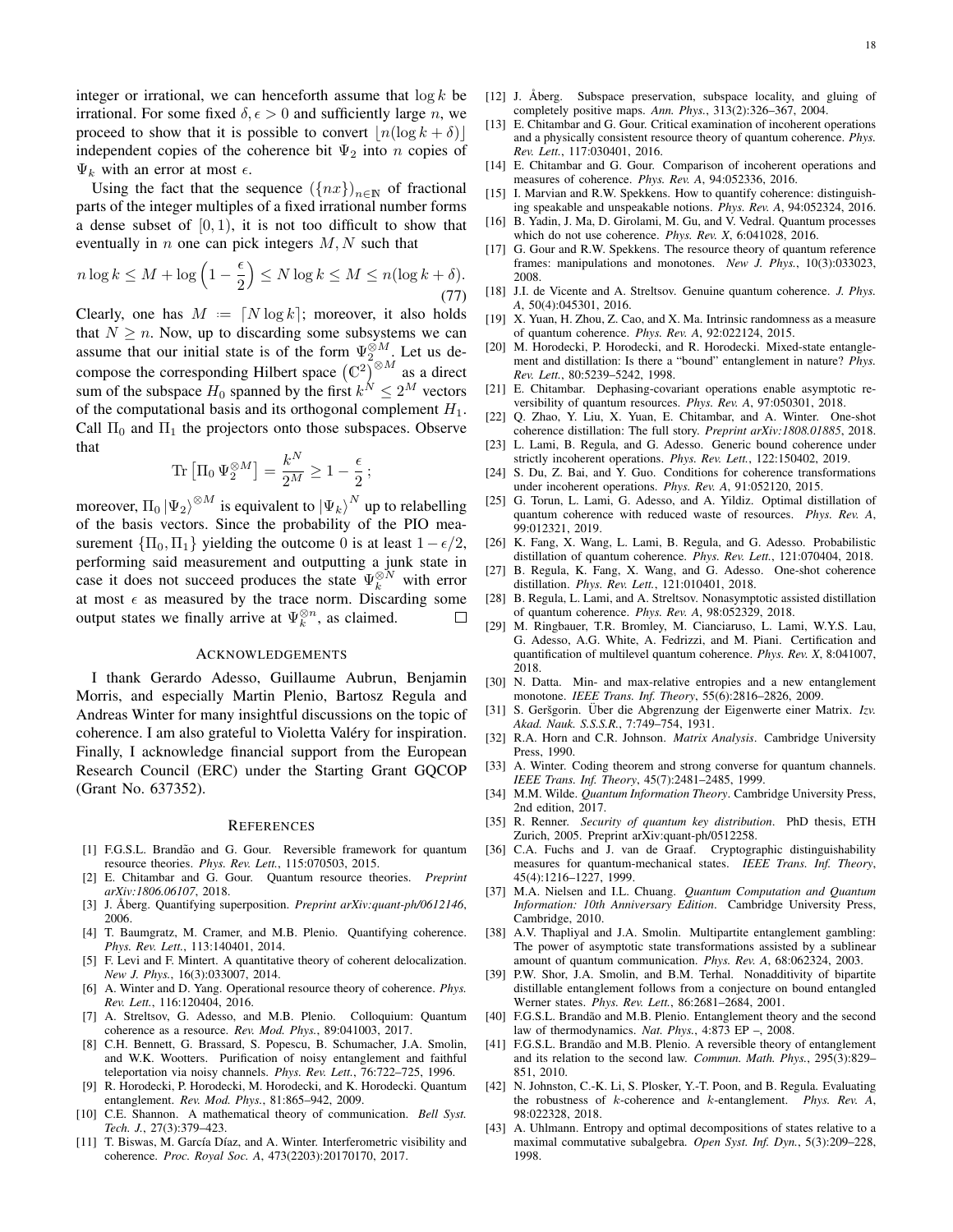integer or irrational, we can henceforth assume that $\log k$ be irrational. For some fixed $\delta, \epsilon > 0$ and sufficiently large $n$, we proceed to show that it is possible to convert $\lfloor n(\log k + \delta) \rfloor$ independent copies of the coherence bit $\Psi_2$ into $n$ copies of $\Psi_k$ with an error at most $\epsilon$.

Using the fact that the sequence $(\{nx\})_{n\in\mathbb{N}}$ of fractional parts of the integer multiples of a fixed irrational number forms a dense subset of $[0, 1)$, it is not too difficult to show that eventually in $n$ one can pick integers $M, N$ such that

$$n \log k \leq M + \log\left(1 - \frac{\epsilon}{2}\right) \leq N \log k \leq M \leq n(\log k + \delta). \tag{77}$$

Clearly, one has $M := \lceil N \log k \rceil$; moreover, it also holds that $N \geq n$. Now, up to discarding some subsystems we can assume that our initial state is of the form $\Psi_2^{\otimes M}$. Let us decompose the corresponding Hilbert space $\left(\mathbb{C}^2\right)^{\otimes M}$ as a direct sum of the subspace $H_0$ spanned by the first $k^N \leq 2^M$ vectors of the computational basis and its orthogonal complement $H_1$. Call $\Pi_0$ and $\Pi_1$ the projectors onto those subspaces. Observe that

$$\mathrm{Tr}\left[\Pi_0 \, \Psi_2^{\otimes M}\right] = \frac{k^N}{2^M} \geq 1 - \frac{\epsilon}{2}\,;$$

moreover, $\Pi_0 \left|\Psi_2\right\rangle^{\otimes M}$ is equivalent to $\left|\Psi_k\right\rangle^N$ up to relabelling of the basis vectors. Since the probability of the PIO measurement $\{\Pi_0, \Pi_1\}$ yielding the outcome 0 is at least $1 - \epsilon/2$, performing said measurement and outputting a junk state in case it does not succeed produces the state $\Psi_k^{\otimes N}$ with error at most $\epsilon$ as measured by the trace norm. Discarding some output states we finally arrive at $\Psi_k^{\otimes n}$, as claimed. □

## Acknowledgements

I thank Gerardo Adesso, Guillaume Aubrun, Benjamin Morris, and especially Martin Plenio, Bartosz Regula and Andreas Winter for many insightful discussions on the topic of coherence. I am also grateful to Violetta Valéry for inspiration. Finally, I acknowledge financial support from the European Research Council (ERC) under the Starting Grant GQCOP (Grant No. 637352).

## References

[1] F.G.S.L. Brandão and G. Gour. Reversible framework for quantum resource theories. *Phys. Rev. Lett.*, 115:070503, 2015.

[2] E. Chitambar and G. Gour. Quantum resource theories. *Preprint arXiv:1806.06107*, 2018.

[3] J. Åberg. Quantifying superposition. *Preprint arXiv:quant-ph/0612146*, 2006.

[4] T. Baumgratz, M. Cramer, and M.B. Plenio. Quantifying coherence. *Phys. Rev. Lett.*, 113:140401, 2014.

[5] F. Levi and F. Mintert. A quantitative theory of coherent delocalization. *New J. Phys.*, 16(3):033007, 2014.

[6] A. Winter and D. Yang. Operational resource theory of coherence. *Phys. Rev. Lett.*, 116:120404, 2016.

[7] A. Streltsov, G. Adesso, and M.B. Plenio. Colloquium: Quantum coherence as a resource. *Rev. Mod. Phys.*, 89:041003, 2017.

[8] C.H. Bennett, G. Brassard, S. Popescu, B. Schumacher, J.A. Smolin, and W.K. Wootters. Purification of noisy entanglement and faithful teleportation via noisy channels. *Phys. Rev. Lett.*, 76:722–725, 1996.

[9] R. Horodecki, P. Horodecki, M. Horodecki, and K. Horodecki. Quantum entanglement. *Rev. Mod. Phys.*, 81:865–942, 2009.

[10] C.E. Shannon. A mathematical theory of communication. *Bell Syst. Tech. J.*, 27(3):379–423.

[11] T. Biswas, M. García Díaz, and A. Winter. Interferometric visibility and coherence. *Proc. Royal Soc. A*, 473(2203):20170170, 2017.

[12] J. Åberg. Subspace preservation, subspace locality, and gluing of completely positive maps. *Ann. Phys.*, 313(2):326–367, 2004.

[13] E. Chitambar and G. Gour. Critical examination of incoherent operations and a physically consistent resource theory of quantum coherence. *Phys. Rev. Lett.*, 117:030401, 2016.

[14] E. Chitambar and G. Gour. Comparison of incoherent operations and measures of coherence. *Phys. Rev. A*, 94:052336, 2016.

[15] I. Marvian and R.W. Spekkens. How to quantify coherence: distinguishing speakable and unspeakable notions. *Phys. Rev. A*, 94:052324, 2016.

[16] B. Yadin, J. Ma, D. Girolami, M. Gu, and V. Vedral. Quantum processes which do not use coherence. *Phys. Rev. X*, 6:041028, 2016.

[17] G. Gour and R.W. Spekkens. The resource theory of quantum reference frames: manipulations and monotones. *New J. Phys.*, 10(3):033023, 2008.

[18] J.I. de Vicente and A. Streltsov. Genuine quantum coherence. *J. Phys. A*, 50(4):045301, 2016.

[19] X. Yuan, H. Zhou, Z. Cao, and X. Ma. Intrinsic randomness as a measure of quantum coherence. *Phys. Rev. A*, 92:022124, 2015.

[20] M. Horodecki, P. Horodecki, and R. Horodecki. Mixed-state entanglement and distillation: Is there a "bound" entanglement in nature? *Phys. Rev. Lett.*, 80:5239–5242, 1998.

[21] E. Chitambar. Dephasing-covariant operations enable asymptotic reversibility of quantum resources. *Phys. Rev. A*, 97:050301, 2018.

[22] Q. Zhao, Y. Liu, X. Yuan, E. Chitambar, and A. Winter. One-shot coherence distillation: The full story. *Preprint arXiv:1808.01885*, 2018.

[23] L. Lami, B. Regula, and G. Adesso. Generic bound coherence under strictly incoherent operations. *Phys. Rev. Lett.*, 122:150402, 2019.

[24] S. Du, Z. Bai, and Y. Guo. Conditions for coherence transformations under incoherent operations. *Phys. Rev. A*, 91:052120, 2015.

[25] G. Torun, L. Lami, G. Adesso, and A. Yildiz. Optimal distillation of quantum coherence with reduced waste of resources. *Phys. Rev. A*, 99:012321, 2019.

[26] K. Fang, X. Wang, L. Lami, B. Regula, and G. Adesso. Probabilistic distillation of quantum coherence. *Phys. Rev. Lett.*, 121:070404, 2018.

[27] B. Regula, K. Fang, X. Wang, and G. Adesso. One-shot coherence distillation. *Phys. Rev. Lett.*, 121:010401, 2018.

[28] B. Regula, L. Lami, and A. Streltsov. Nonasymptotic assisted distillation of quantum coherence. *Phys. Rev. A*, 98:052329, 2018.

[29] M. Ringbauer, T.R. Bromley, M. Cianciaruso, L. Lami, W.Y.S. Lau, G. Adesso, A.G. White, A. Fedrizzi, and M. Piani. Certification and quantification of multilevel quantum coherence. *Phys. Rev. X*, 8:041007, 2018.

[30] N. Datta. Min- and max-relative entropies and a new entanglement monotone. *IEEE Trans. Inf. Theory*, 55(6):2816–2826, 2009.

[31] S. Geršgorin. Über die Abgrenzung der Eigenwerte einer Matrix. *Izv. Akad. Nauk. S.S.S.R.*, 7:749–754, 1931.

[32] R.A. Horn and C.R. Johnson. *Matrix Analysis*. Cambridge University Press, 1990.

[33] A. Winter. Coding theorem and strong converse for quantum channels. *IEEE Trans. Inf. Theory*, 45(7):2481–2485, 1999.

[34] M.M. Wilde. *Quantum Information Theory*. Cambridge University Press, 2nd edition, 2017.

[35] R. Renner. *Security of quantum key distribution*. PhD thesis, ETH Zurich, 2005. Preprint arXiv:quant-ph/0512258.

[36] C.A. Fuchs and J. van de Graaf. Cryptographic distinguishability measures for quantum-mechanical states. *IEEE Trans. Inf. Theory*, 45(4):1216–1227, 1999.

[37] M.A. Nielsen and I.L. Chuang. *Quantum Computation and Quantum Information: 10th Anniversary Edition*. Cambridge University Press, Cambridge, 2010.

[38] A.V. Thapliyal and J.A. Smolin. Multipartite entanglement gambling: The power of asymptotic state transformations assisted by a sublinear amount of quantum communication. *Phys. Rev. A*, 68:062324, 2003.

[39] P.W. Shor, J.A. Smolin, and B.M. Terhal. Nonadditivity of bipartite distillable entanglement follows from a conjecture on bound entangled Werner states. *Phys. Rev. Lett.*, 86:2681–2684, 2001.

[40] F.G.S.L. Brandão and M.B. Plenio. Entanglement theory and the second law of thermodynamics. *Nat. Phys.*, 4:873 EP –, 2008.

[41] F.G.S.L. Brandão and M.B. Plenio. A reversible theory of entanglement and its relation to the second law. *Commun. Math. Phys.*, 295(3):829–851, 2010.

[42] N. Johnston, C.-K. Li, S. Plosker, Y.-T. Poon, and B. Regula. Evaluating the robustness of $k$-coherence and $k$-entanglement. *Phys. Rev. A*, 98:022328, 2018.

[43] A. Uhlmann. Entropy and optimal decompositions of states relative to a maximal commutative subalgebra. *Open Syst. Inf. Dyn.*, 5(3):209–228, 1998.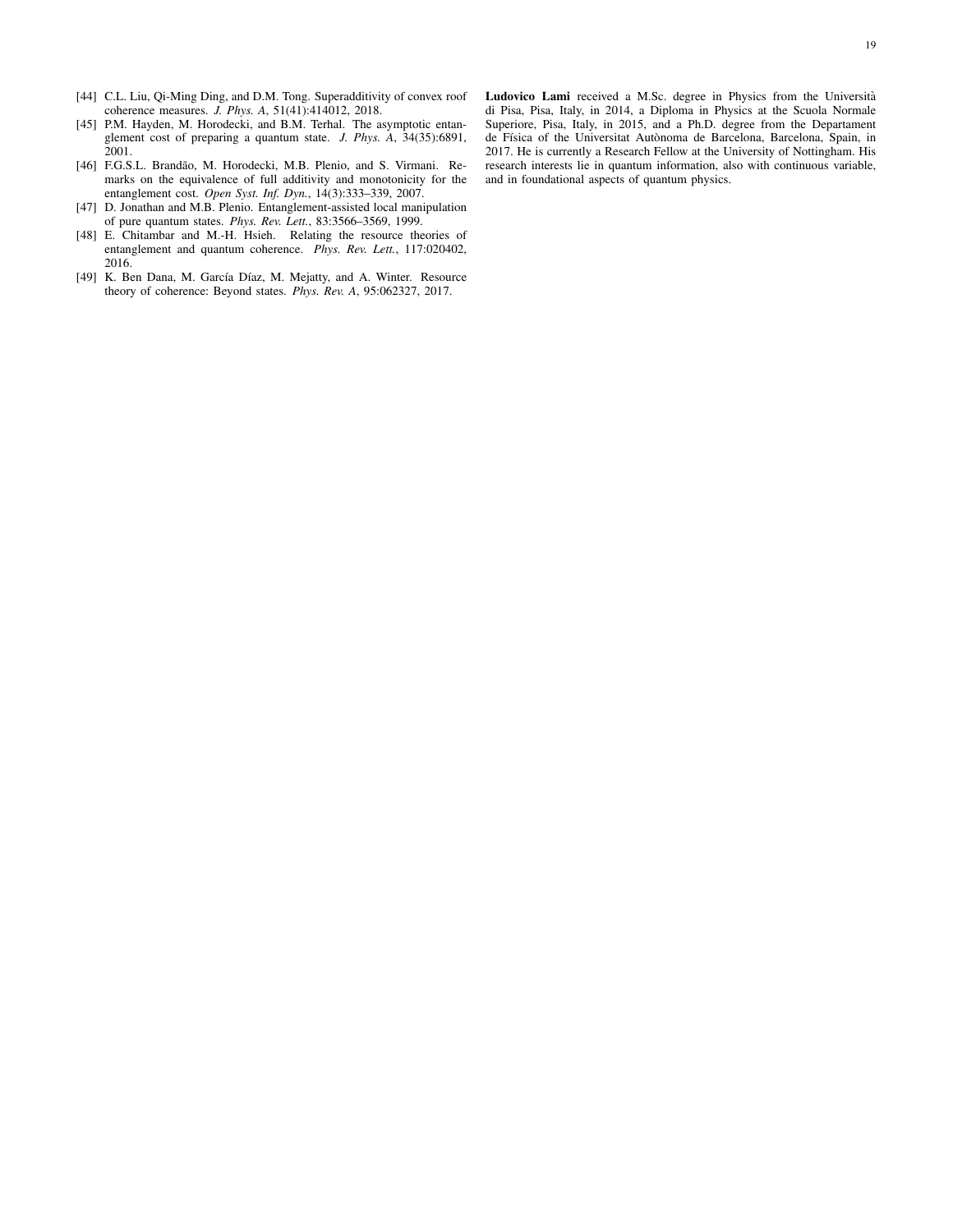[44] C.L. Liu, Qi-Ming Ding, and D.M. Tong. Superadditivity of convex roof coherence measures. *J. Phys. A*, 51(41):414012, 2018.

[45] P.M. Hayden, M. Horodecki, and B.M. Terhal. The asymptotic entanglement cost of preparing a quantum state. *J. Phys. A*, 34(35):6891, 2001.

[46] F.G.S.L. Brandão, M. Horodecki, M.B. Plenio, and S. Virmani. Remarks on the equivalence of full additivity and monotonicity for the entanglement cost. *Open Syst. Inf. Dyn.*, 14(3):333–339, 2007.

[47] D. Jonathan and M.B. Plenio. Entanglement-assisted local manipulation of pure quantum states. *Phys. Rev. Lett.*, 83:3566–3569, 1999.

[48] E. Chitambar and M.-H. Hsieh. Relating the resource theories of entanglement and quantum coherence. *Phys. Rev. Lett.*, 117:020402, 2016.

[49] K. Ben Dana, M. García Díaz, M. Mejatty, and A. Winter. Resource theory of coherence: Beyond states. *Phys. Rev. A*, 95:062327, 2017.

**Ludovico Lami** received a M.Sc. degree in Physics from the Università di Pisa, Pisa, Italy, in 2014, a Diploma in Physics at the Scuola Normale Superiore, Pisa, Italy, in 2015, and a Ph.D. degree from the Departament de Física of the Universitat Autònoma de Barcelona, Barcelona, Spain, in 2017. He is currently a Research Fellow at the University of Nottingham. His research interests lie in quantum information, also with continuous variable, and in foundational aspects of quantum physics.